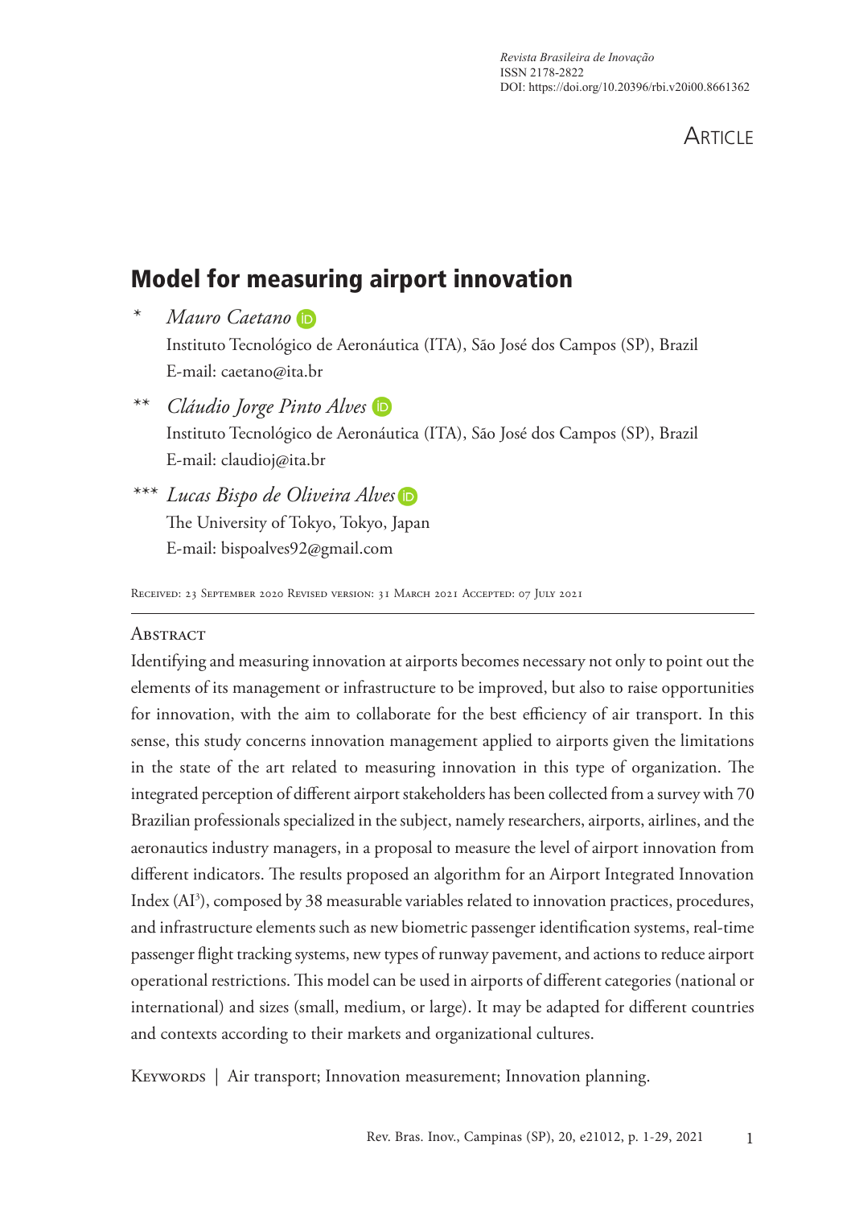Revista Brasileira de Inovação
ISSN 2178-2822
DOI: https://doi.org/10.20396/rbi.v20i00.8661362

ARTICLE

# Model for measuring airport innovation

\* *Mauro Caetano*
Instituto Tecnológico de Aeronáutica (ITA), São José dos Campos (SP), Brazil
E-mail: caetano@ita.br

\*\* *Cláudio Jorge Pinto Alves*
Instituto Tecnológico de Aeronáutica (ITA), São José dos Campos (SP), Brazil
E-mail: claudioj@ita.br

\*\*\* *Lucas Bispo de Oliveira Alves*
The University of Tokyo, Tokyo, Japan
E-mail: bispoalves92@gmail.com

Received: 23 September 2020 Revised version: 31 March 2021 Accepted: 07 July 2021

## Abstract

Identifying and measuring innovation at airports becomes necessary not only to point out the elements of its management or infrastructure to be improved, but also to raise opportunities for innovation, with the aim to collaborate for the best efficiency of air transport. In this sense, this study concerns innovation management applied to airports given the limitations in the state of the art related to measuring innovation in this type of organization. The integrated perception of different airport stakeholders has been collected from a survey with 70 Brazilian professionals specialized in the subject, namely researchers, airports, airlines, and the aeronautics industry managers, in a proposal to measure the level of airport innovation from different indicators. The results proposed an algorithm for an Airport Integrated Innovation Index ($AI^3$), composed by 38 measurable variables related to innovation practices, procedures, and infrastructure elements such as new biometric passenger identification systems, real-time passenger flight tracking systems, new types of runway pavement, and actions to reduce airport operational restrictions. This model can be used in airports of different categories (national or international) and sizes (small, medium, or large). It may be adapted for different countries and contexts according to their markets and organizational cultures.

Keywords | Air transport; Innovation measurement; Innovation planning.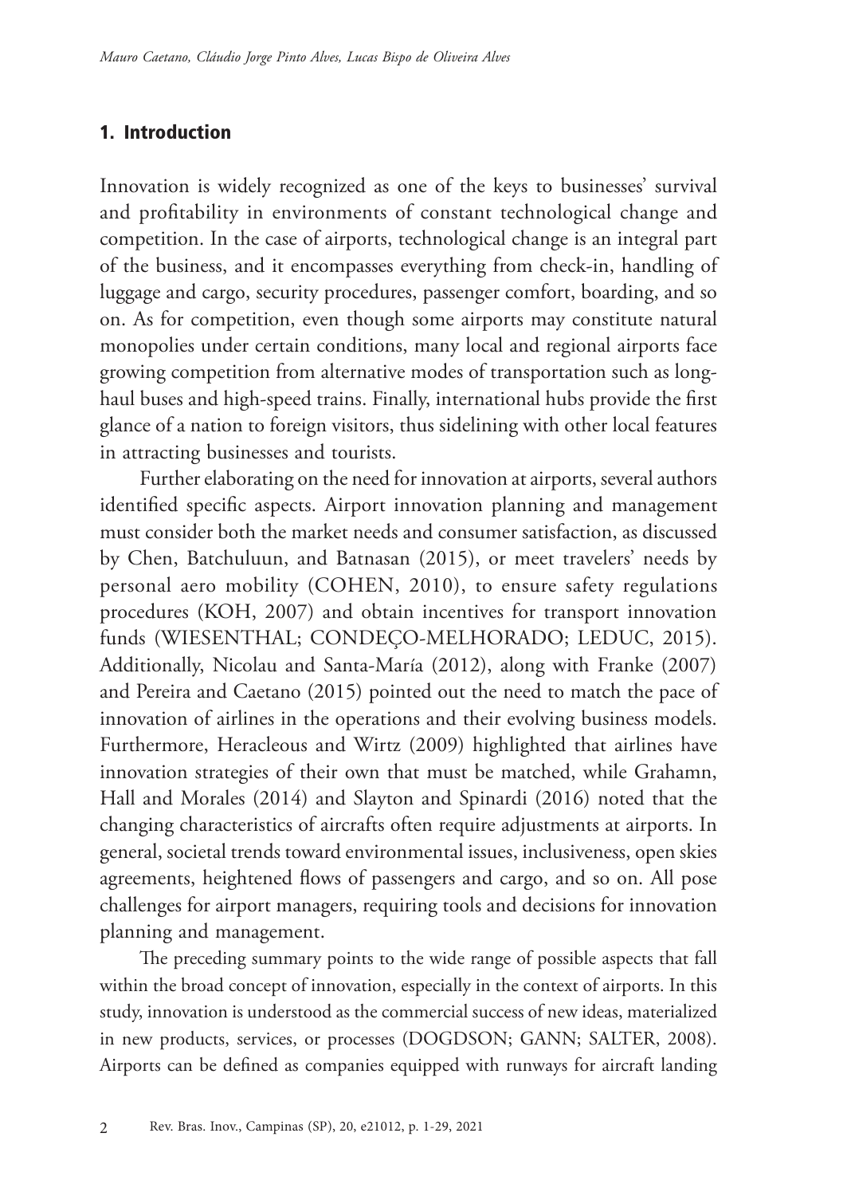## 1. Introduction

Innovation is widely recognized as one of the keys to businesses' survival and profitability in environments of constant technological change and competition. In the case of airports, technological change is an integral part of the business, and it encompasses everything from check-in, handling of luggage and cargo, security procedures, passenger comfort, boarding, and so on. As for competition, even though some airports may constitute natural monopolies under certain conditions, many local and regional airports face growing competition from alternative modes of transportation such as long-haul buses and high-speed trains. Finally, international hubs provide the first glance of a nation to foreign visitors, thus sidelining with other local features in attracting businesses and tourists.

Further elaborating on the need for innovation at airports, several authors identified specific aspects. Airport innovation planning and management must consider both the market needs and consumer satisfaction, as discussed by Chen, Batchuluun, and Batnasan (2015), or meet travelers' needs by personal aero mobility (COHEN, 2010), to ensure safety regulations procedures (KOH, 2007) and obtain incentives for transport innovation funds (WIESENTHAL; CONDEÇO-MELHORADO; LEDUC, 2015). Additionally, Nicolau and Santa-María (2012), along with Franke (2007) and Pereira and Caetano (2015) pointed out the need to match the pace of innovation of airlines in the operations and their evolving business models. Furthermore, Heracleous and Wirtz (2009) highlighted that airlines have innovation strategies of their own that must be matched, while Grahamn, Hall and Morales (2014) and Slayton and Spinardi (2016) noted that the changing characteristics of aircrafts often require adjustments at airports. In general, societal trends toward environmental issues, inclusiveness, open skies agreements, heightened flows of passengers and cargo, and so on. All pose challenges for airport managers, requiring tools and decisions for innovation planning and management.

The preceding summary points to the wide range of possible aspects that fall within the broad concept of innovation, especially in the context of airports. In this study, innovation is understood as the commercial success of new ideas, materialized in new products, services, or processes (DOGDSON; GANN; SALTER, 2008). Airports can be defined as companies equipped with runways for aircraft landing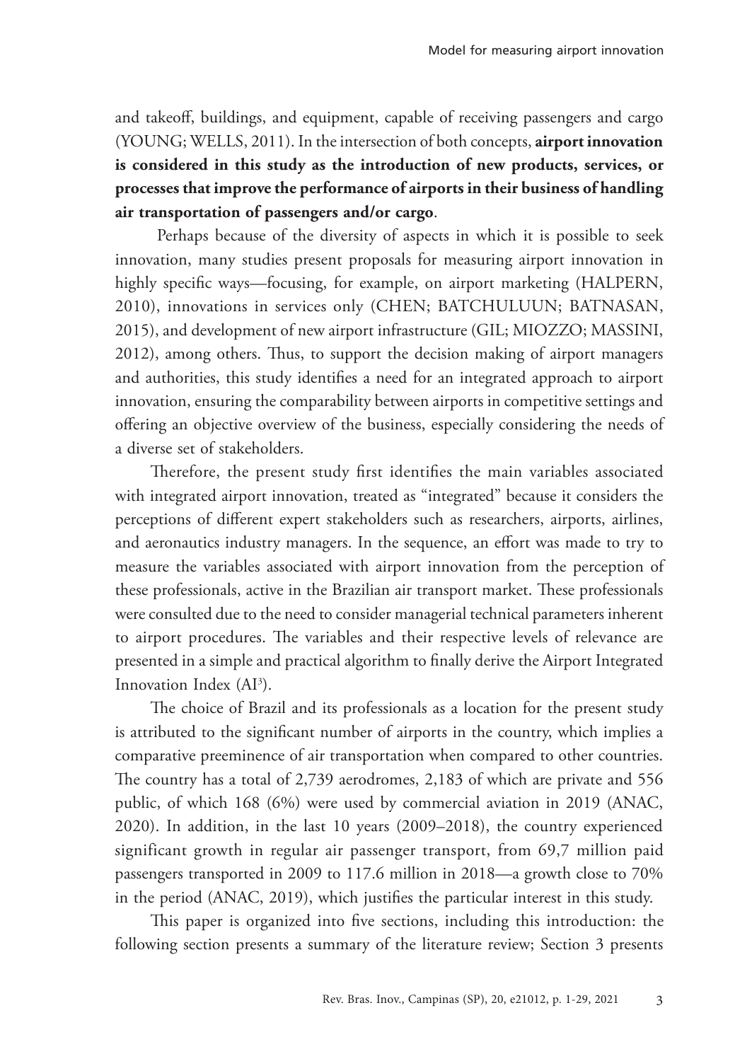and takeoff, buildings, and equipment, capable of receiving passengers and cargo (YOUNG; WELLS, 2011). In the intersection of both concepts, **airport innovation is considered in this study as the introduction of new products, services, or processes that improve the performance of airports in their business of handling air transportation of passengers and/or cargo**.

Perhaps because of the diversity of aspects in which it is possible to seek innovation, many studies present proposals for measuring airport innovation in highly specific ways—focusing, for example, on airport marketing (HALPERN, 2010), innovations in services only (CHEN; BATCHULUUN; BATNASAN, 2015), and development of new airport infrastructure (GIL; MIOZZO; MASSINI, 2012), among others. Thus, to support the decision making of airport managers and authorities, this study identifies a need for an integrated approach to airport innovation, ensuring the comparability between airports in competitive settings and offering an objective overview of the business, especially considering the needs of a diverse set of stakeholders.

Therefore, the present study first identifies the main variables associated with integrated airport innovation, treated as "integrated" because it considers the perceptions of different expert stakeholders such as researchers, airports, airlines, and aeronautics industry managers. In the sequence, an effort was made to try to measure the variables associated with airport innovation from the perception of these professionals, active in the Brazilian air transport market. These professionals were consulted due to the need to consider managerial technical parameters inherent to airport procedures. The variables and their respective levels of relevance are presented in a simple and practical algorithm to finally derive the Airport Integrated Innovation Index ($AI^3$).

The choice of Brazil and its professionals as a location for the present study is attributed to the significant number of airports in the country, which implies a comparative preeminence of air transportation when compared to other countries. The country has a total of 2,739 aerodromes, 2,183 of which are private and 556 public, of which 168 (6%) were used by commercial aviation in 2019 (ANAC, 2020). In addition, in the last 10 years (2009–2018), the country experienced significant growth in regular air passenger transport, from 69,7 million paid passengers transported in 2009 to 117.6 million in 2018—a growth close to 70% in the period (ANAC, 2019), which justifies the particular interest in this study.

This paper is organized into five sections, including this introduction: the following section presents a summary of the literature review; Section 3 presents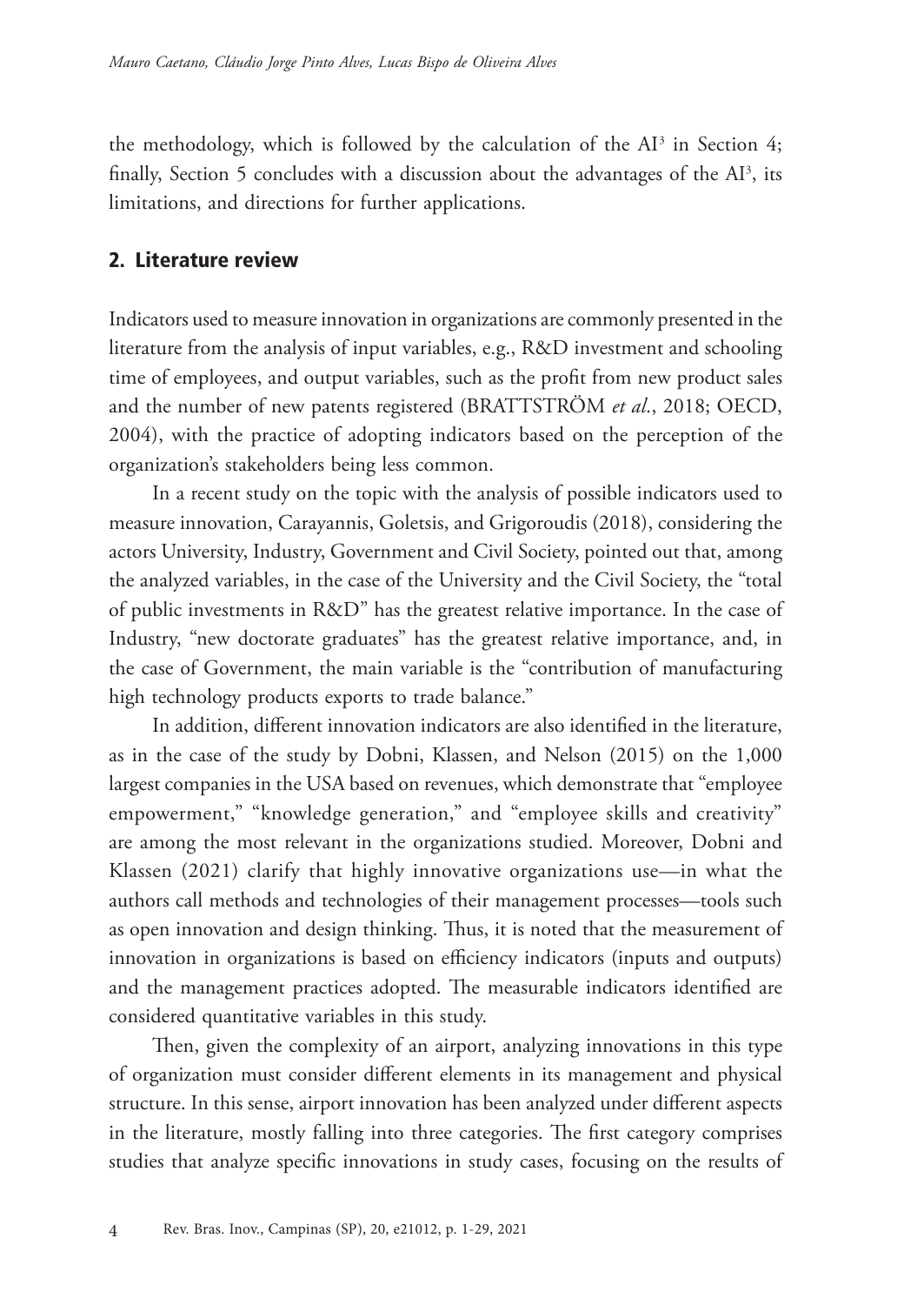the methodology, which is followed by the calculation of the $AI^3$ in Section 4; finally, Section 5 concludes with a discussion about the advantages of the $AI^3$, its limitations, and directions for further applications.

## 2. Literature review

Indicators used to measure innovation in organizations are commonly presented in the literature from the analysis of input variables, e.g., R&D investment and schooling time of employees, and output variables, such as the profit from new product sales and the number of new patents registered (BRATTSTRÖM *et al*., 2018; OECD, 2004), with the practice of adopting indicators based on the perception of the organization's stakeholders being less common.

In a recent study on the topic with the analysis of possible indicators used to measure innovation, Carayannis, Goletsis, and Grigoroudis (2018), considering the actors University, Industry, Government and Civil Society, pointed out that, among the analyzed variables, in the case of the University and the Civil Society, the "total of public investments in R&D" has the greatest relative importance. In the case of Industry, "new doctorate graduates" has the greatest relative importance, and, in the case of Government, the main variable is the "contribution of manufacturing high technology products exports to trade balance."

In addition, different innovation indicators are also identified in the literature, as in the case of the study by Dobni, Klassen, and Nelson (2015) on the 1,000 largest companies in the USA based on revenues, which demonstrate that "employee empowerment," "knowledge generation," and "employee skills and creativity" are among the most relevant in the organizations studied. Moreover, Dobni and Klassen (2021) clarify that highly innovative organizations use—in what the authors call methods and technologies of their management processes—tools such as open innovation and design thinking. Thus, it is noted that the measurement of innovation in organizations is based on efficiency indicators (inputs and outputs) and the management practices adopted. The measurable indicators identified are considered quantitative variables in this study.

Then, given the complexity of an airport, analyzing innovations in this type of organization must consider different elements in its management and physical structure. In this sense, airport innovation has been analyzed under different aspects in the literature, mostly falling into three categories. The first category comprises studies that analyze specific innovations in study cases, focusing on the results of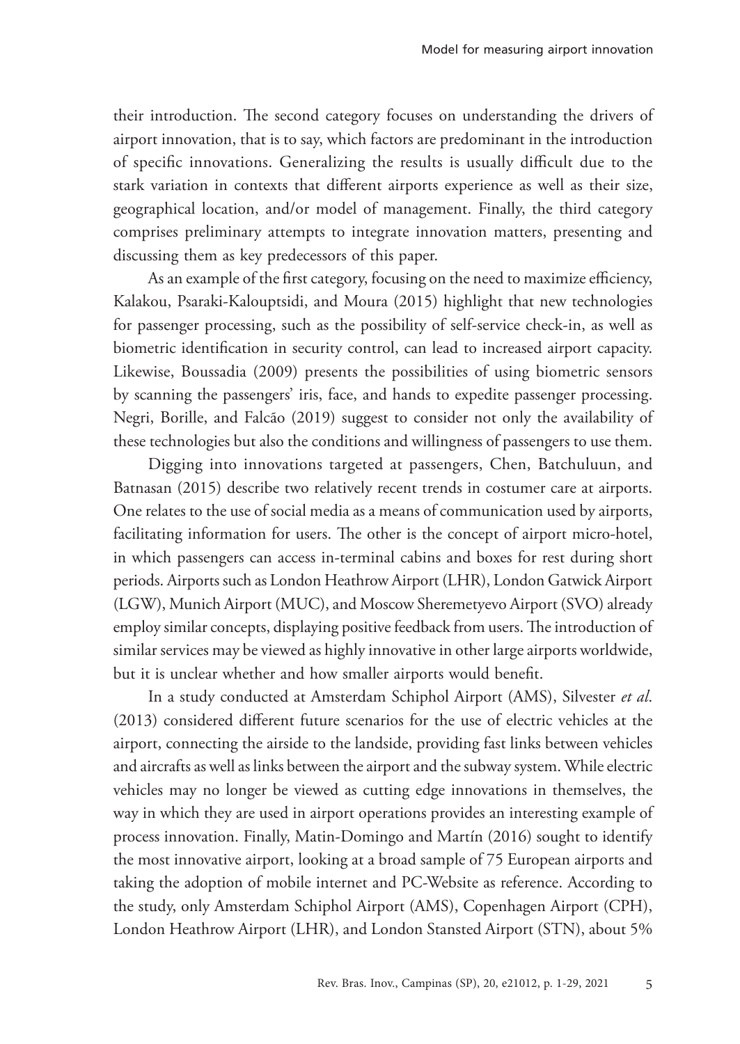their introduction. The second category focuses on understanding the drivers of airport innovation, that is to say, which factors are predominant in the introduction of specific innovations. Generalizing the results is usually difficult due to the stark variation in contexts that different airports experience as well as their size, geographical location, and/or model of management. Finally, the third category comprises preliminary attempts to integrate innovation matters, presenting and discussing them as key predecessors of this paper.

As an example of the first category, focusing on the need to maximize efficiency, Kalakou, Psaraki-Kalouptsidi, and Moura (2015) highlight that new technologies for passenger processing, such as the possibility of self-service check-in, as well as biometric identification in security control, can lead to increased airport capacity. Likewise, Boussadia (2009) presents the possibilities of using biometric sensors by scanning the passengers' iris, face, and hands to expedite passenger processing. Negri, Borille, and Falcão (2019) suggest to consider not only the availability of these technologies but also the conditions and willingness of passengers to use them.

Digging into innovations targeted at passengers, Chen, Batchuluun, and Batnasan (2015) describe two relatively recent trends in costumer care at airports. One relates to the use of social media as a means of communication used by airports, facilitating information for users. The other is the concept of airport micro-hotel, in which passengers can access in-terminal cabins and boxes for rest during short periods. Airports such as London Heathrow Airport (LHR), London Gatwick Airport (LGW), Munich Airport (MUC), and Moscow Sheremetyevo Airport (SVO) already employ similar concepts, displaying positive feedback from users. The introduction of similar services may be viewed as highly innovative in other large airports worldwide, but it is unclear whether and how smaller airports would benefit.

In a study conducted at Amsterdam Schiphol Airport (AMS), Silvester *et al.* (2013) considered different future scenarios for the use of electric vehicles at the airport, connecting the airside to the landside, providing fast links between vehicles and aircrafts as well as links between the airport and the subway system. While electric vehicles may no longer be viewed as cutting edge innovations in themselves, the way in which they are used in airport operations provides an interesting example of process innovation. Finally, Matin-Domingo and Martín (2016) sought to identify the most innovative airport, looking at a broad sample of 75 European airports and taking the adoption of mobile internet and PC-Website as reference. According to the study, only Amsterdam Schiphol Airport (AMS), Copenhagen Airport (CPH), London Heathrow Airport (LHR), and London Stansted Airport (STN), about 5%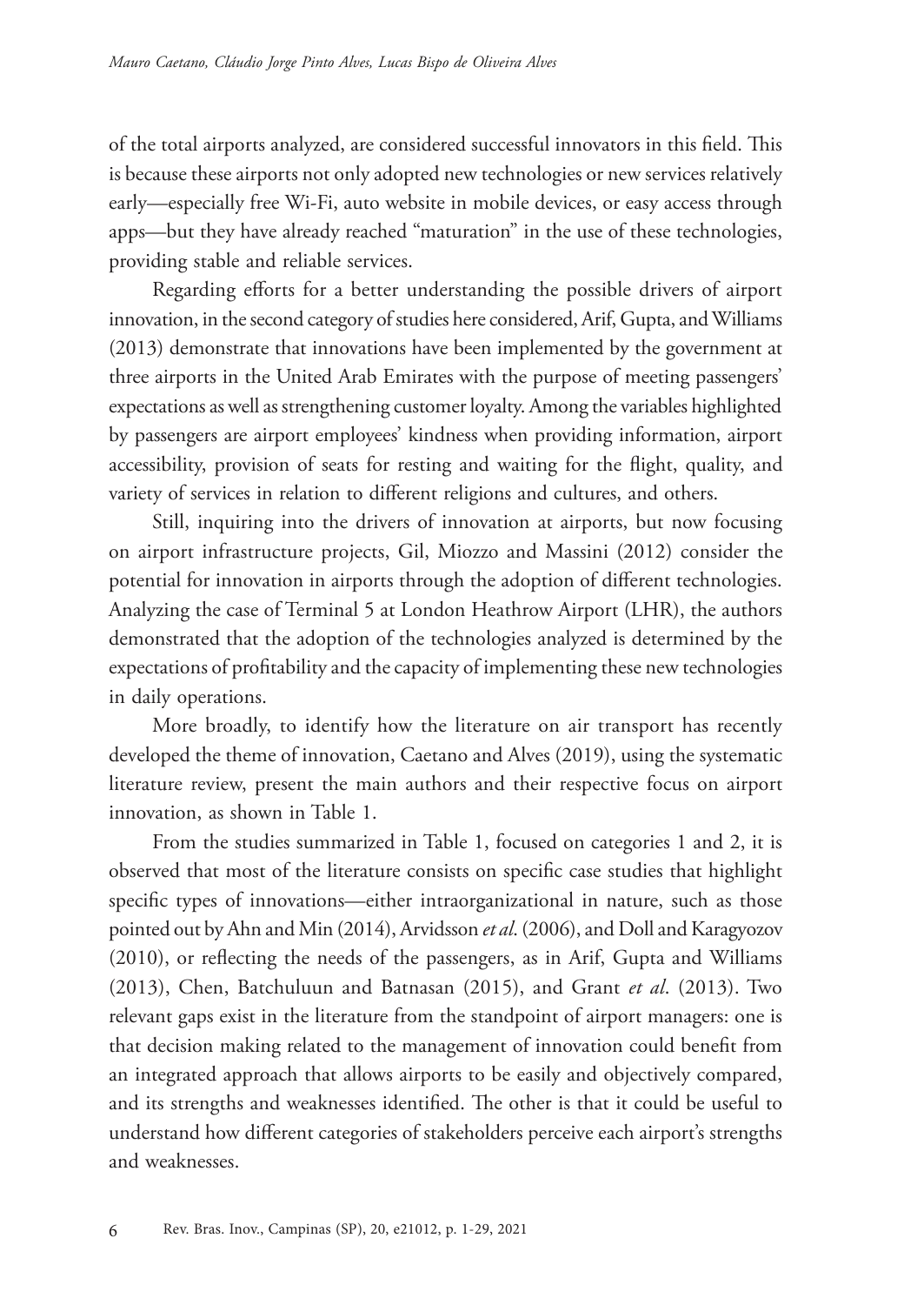of the total airports analyzed, are considered successful innovators in this field. This is because these airports not only adopted new technologies or new services relatively early—especially free Wi-Fi, auto website in mobile devices, or easy access through apps—but they have already reached "maturation" in the use of these technologies, providing stable and reliable services.

Regarding efforts for a better understanding the possible drivers of airport innovation, in the second category of studies here considered, Arif, Gupta, and Williams (2013) demonstrate that innovations have been implemented by the government at three airports in the United Arab Emirates with the purpose of meeting passengers' expectations as well as strengthening customer loyalty. Among the variables highlighted by passengers are airport employees' kindness when providing information, airport accessibility, provision of seats for resting and waiting for the flight, quality, and variety of services in relation to different religions and cultures, and others.

Still, inquiring into the drivers of innovation at airports, but now focusing on airport infrastructure projects, Gil, Miozzo and Massini (2012) consider the potential for innovation in airports through the adoption of different technologies. Analyzing the case of Terminal 5 at London Heathrow Airport (LHR), the authors demonstrated that the adoption of the technologies analyzed is determined by the expectations of profitability and the capacity of implementing these new technologies in daily operations.

More broadly, to identify how the literature on air transport has recently developed the theme of innovation, Caetano and Alves (2019), using the systematic literature review, present the main authors and their respective focus on airport innovation, as shown in Table 1.

From the studies summarized in Table 1, focused on categories 1 and 2, it is observed that most of the literature consists on specific case studies that highlight specific types of innovations—either intraorganizational in nature, such as those pointed out by Ahn and Min (2014), Arvidsson *et al*. (2006), and Doll and Karagyozov (2010), or reflecting the needs of the passengers, as in Arif, Gupta and Williams (2013), Chen, Batchuluun and Batnasan (2015), and Grant *et al*. (2013). Two relevant gaps exist in the literature from the standpoint of airport managers: one is that decision making related to the management of innovation could benefit from an integrated approach that allows airports to be easily and objectively compared, and its strengths and weaknesses identified. The other is that it could be useful to understand how different categories of stakeholders perceive each airport's strengths and weaknesses.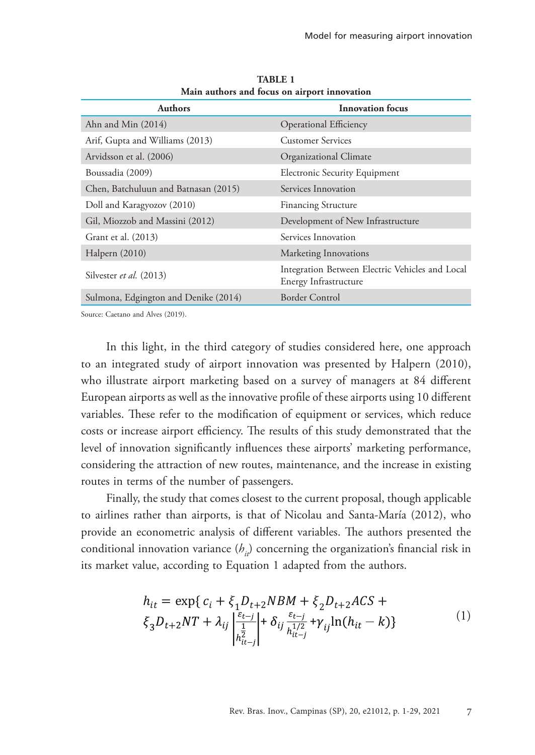**TABLE 1**
**Main authors and focus on airport innovation**

| Authors | Innovation focus |
|---|---|
| Ahn and Min (2014) | Operational Efficiency |
| Arif, Gupta and Williams (2013) | Customer Services |
| Arvidsson et al. (2006) | Organizational Climate |
| Boussadia (2009) | Electronic Security Equipment |
| Chen, Batchuluun and Batnasan (2015) | Services Innovation |
| Doll and Karagyozov (2010) | Financing Structure |
| Gil, Miozzob and Massini (2012) | Development of New Infrastructure |
| Grant et al. (2013) | Services Innovation |
| Halpern (2010) | Marketing Innovations |
| Silvester *et al.* (2013) | Integration Between Electric Vehicles and Local Energy Infrastructure |
| Sulmona, Edgington and Denike (2014) | Border Control |

Source: Caetano and Alves (2019).

In this light, in the third category of studies considered here, one approach to an integrated study of airport innovation was presented by Halpern (2010), who illustrate airport marketing based on a survey of managers at 84 different European airports as well as the innovative profile of these airports using 10 different variables. These refer to the modification of equipment or services, which reduce costs or increase airport efficiency. The results of this study demonstrated that the level of innovation significantly influences these airports' marketing performance, considering the attraction of new routes, maintenance, and the increase in existing routes in terms of the number of passengers.

Finally, the study that comes closest to the current proposal, though applicable to airlines rather than airports, is that of Nicolau and Santa-María (2012), who provide an econometric analysis of different variables. The authors presented the conditional innovation variance ($h_{it}$) concerning the organization's financial risk in its market value, according to Equation 1 adapted from the authors.

$$h_{it} = \exp\{ c_i + \xi_1 D_{t+2} NBM + \xi_2 D_{t+2} ACS + \xi_3 D_{t+2} NT + \lambda_{ij} \left| \frac{\varepsilon_{t-j}}{h_{it-j}^{\frac{1}{2}}} \right| + \delta_{ij} \frac{\varepsilon_{t-j}}{h_{it-j}^{1/2}} + \gamma_{ij} \ln(h_{it} - k) \} \tag{1}$$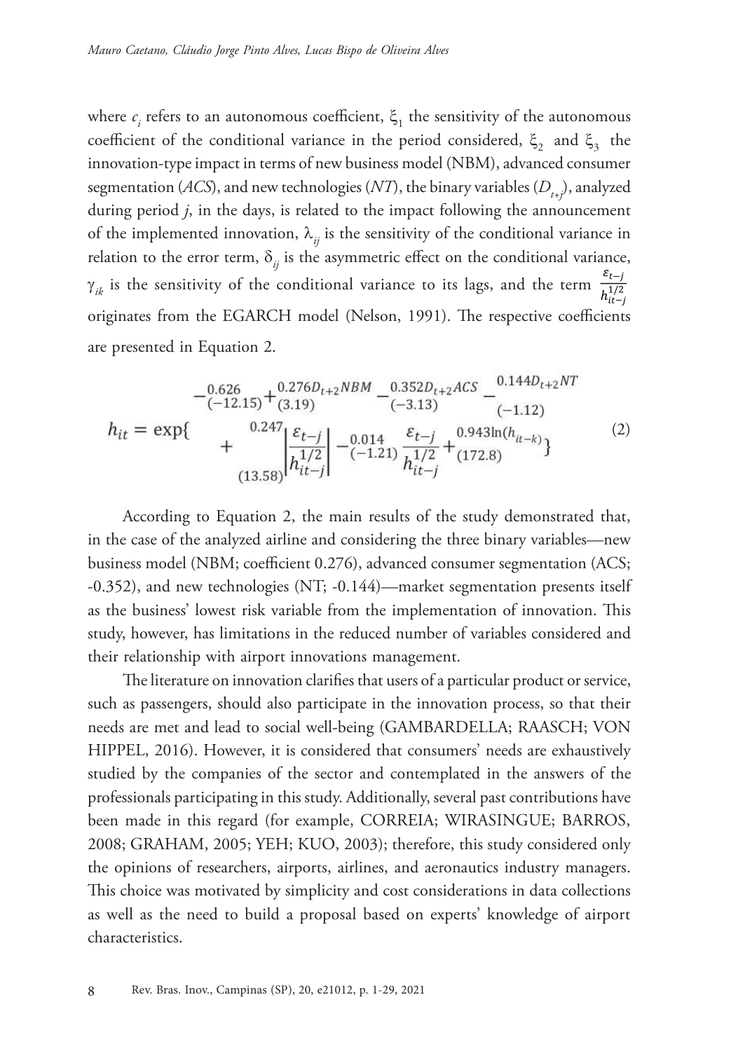where $c_i$ refers to an autonomous coefficient, $\xi_1$ the sensitivity of the autonomous coefficient of the conditional variance in the period considered, $\xi_2$ and $\xi_3$ the innovation-type impact in terms of new business model (NBM), advanced consumer segmentation (*ACS*), and new technologies (*NT*), the binary variables ($D_{t+j}$), analyzed during period *j*, in the days, is related to the impact following the announcement of the implemented innovation, $\lambda_{ij}$ is the sensitivity of the conditional variance in relation to the error term, $\delta_{ij}$ is the asymmetric effect on the conditional variance, $\gamma_{ik}$ is the sensitivity of the conditional variance to its lags, and the term $\frac{\varepsilon_{t-j}}{h_{it-j}^{1/2}}$ originates from the EGARCH model (Nelson, 1991). The respective coefficients are presented in Equation 2.

$$h_{it} = \exp\left\{ \underset{(-12.15)}{-0.626} \underset{(3.19)}{+0.276} D_{t+2}NBM \underset{(-3.13)}{-0.352} D_{t+2}ACS \underset{(-1.12)}{-0.144} D_{t+2}NT \underset{(13.58)}{+0.247} \left| \frac{\varepsilon_{t-j}}{h_{it-j}^{1/2}} \right| \underset{(-1.21)}{-0.014} \frac{\varepsilon_{t-j}}{h_{it-j}^{1/2}} \underset{(172.8)}{+0.943} \ln(h_{it-k}) \right\} \tag{2}$$

According to Equation 2, the main results of the study demonstrated that, in the case of the analyzed airline and considering the three binary variables—new business model (NBM; coefficient 0.276), advanced consumer segmentation (ACS; -0.352), and new technologies (NT; -0.144)—market segmentation presents itself as the business' lowest risk variable from the implementation of innovation. This study, however, has limitations in the reduced number of variables considered and their relationship with airport innovations management.

The literature on innovation clarifies that users of a particular product or service, such as passengers, should also participate in the innovation process, so that their needs are met and lead to social well-being (GAMBARDELLA; RAASCH; VON HIPPEL, 2016). However, it is considered that consumers' needs are exhaustively studied by the companies of the sector and contemplated in the answers of the professionals participating in this study. Additionally, several past contributions have been made in this regard (for example, CORREIA; WIRASINGUE; BARROS, 2008; GRAHAM, 2005; YEH; KUO, 2003); therefore, this study considered only the opinions of researchers, airports, airlines, and aeronautics industry managers. This choice was motivated by simplicity and cost considerations in data collections as well as the need to build a proposal based on experts' knowledge of airport characteristics.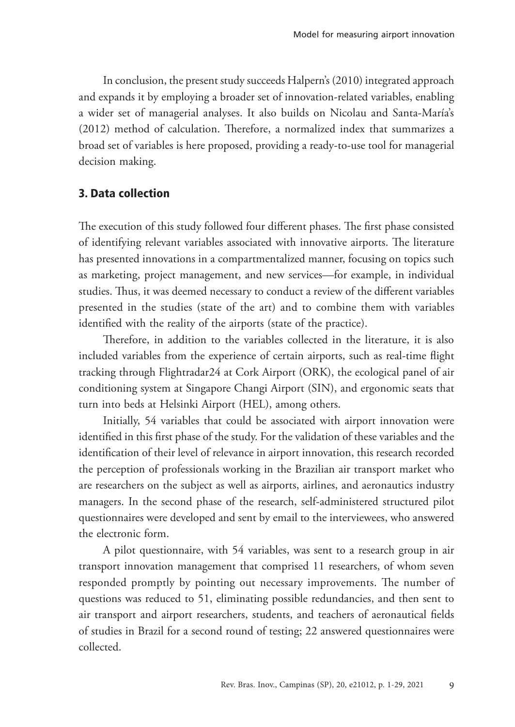In conclusion, the present study succeeds Halpern's (2010) integrated approach and expands it by employing a broader set of innovation-related variables, enabling a wider set of managerial analyses. It also builds on Nicolau and Santa-María's (2012) method of calculation. Therefore, a normalized index that summarizes a broad set of variables is here proposed, providing a ready-to-use tool for managerial decision making.

## 3. Data collection

The execution of this study followed four different phases. The first phase consisted of identifying relevant variables associated with innovative airports. The literature has presented innovations in a compartmentalized manner, focusing on topics such as marketing, project management, and new services—for example, in individual studies. Thus, it was deemed necessary to conduct a review of the different variables presented in the studies (state of the art) and to combine them with variables identified with the reality of the airports (state of the practice).

Therefore, in addition to the variables collected in the literature, it is also included variables from the experience of certain airports, such as real-time flight tracking through Flightradar24 at Cork Airport (ORK), the ecological panel of air conditioning system at Singapore Changi Airport (SIN), and ergonomic seats that turn into beds at Helsinki Airport (HEL), among others.

Initially, 54 variables that could be associated with airport innovation were identified in this first phase of the study. For the validation of these variables and the identification of their level of relevance in airport innovation, this research recorded the perception of professionals working in the Brazilian air transport market who are researchers on the subject as well as airports, airlines, and aeronautics industry managers. In the second phase of the research, self-administered structured pilot questionnaires were developed and sent by email to the interviewees, who answered the electronic form.

A pilot questionnaire, with 54 variables, was sent to a research group in air transport innovation management that comprised 11 researchers, of whom seven responded promptly by pointing out necessary improvements. The number of questions was reduced to 51, eliminating possible redundancies, and then sent to air transport and airport researchers, students, and teachers of aeronautical fields of studies in Brazil for a second round of testing; 22 answered questionnaires were collected.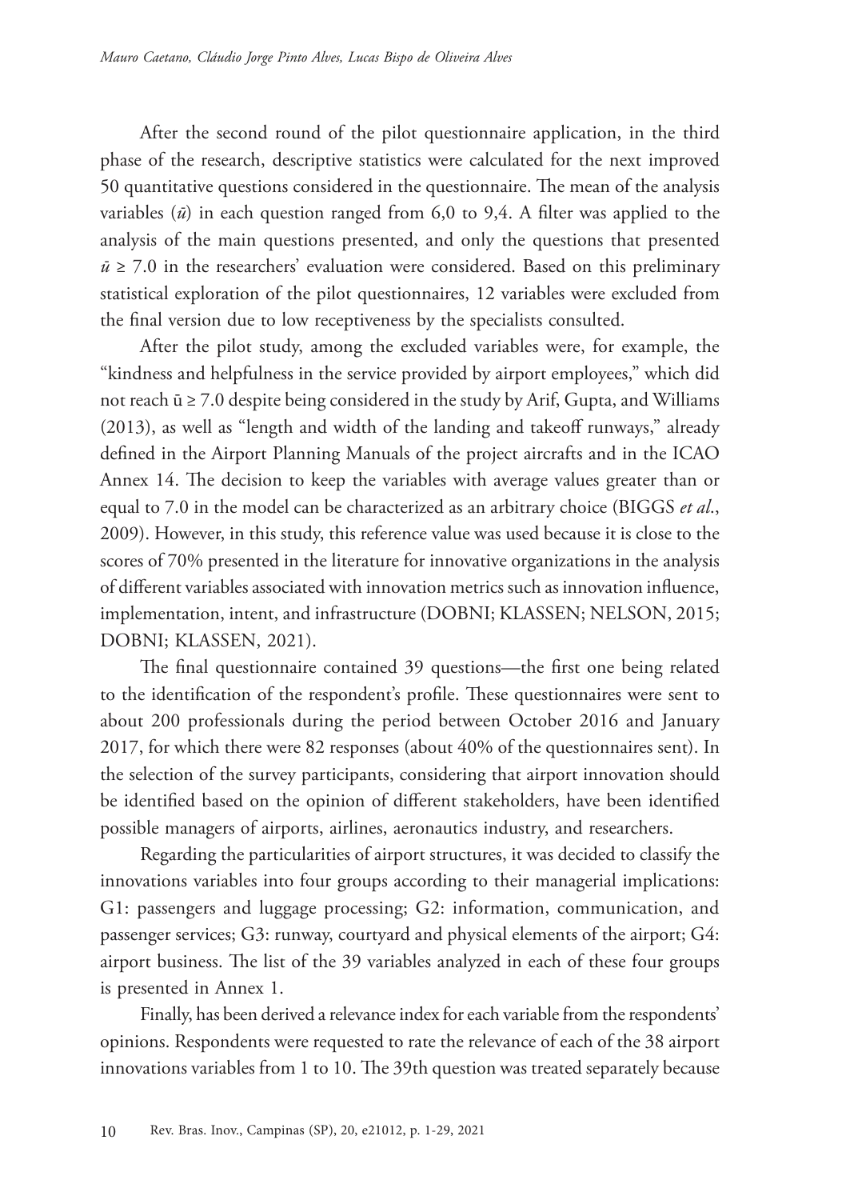After the second round of the pilot questionnaire application, in the third phase of the research, descriptive statistics were calculated for the next improved 50 quantitative questions considered in the questionnaire. The mean of the analysis variables ($\bar{u}$) in each question ranged from 6,0 to 9,4. A filter was applied to the analysis of the main questions presented, and only the questions that presented $\bar{u} \geq 7.0$ in the researchers' evaluation were considered. Based on this preliminary statistical exploration of the pilot questionnaires, 12 variables were excluded from the final version due to low receptiveness by the specialists consulted.

After the pilot study, among the excluded variables were, for example, the "kindness and helpfulness in the service provided by airport employees," which did not reach $\bar{u} \geq 7.0$ despite being considered in the study by Arif, Gupta, and Williams (2013), as well as "length and width of the landing and takeoff runways," already defined in the Airport Planning Manuals of the project aircrafts and in the ICAO Annex 14. The decision to keep the variables with average values greater than or equal to 7.0 in the model can be characterized as an arbitrary choice (BIGGS *et al.*, 2009). However, in this study, this reference value was used because it is close to the scores of 70% presented in the literature for innovative organizations in the analysis of different variables associated with innovation metrics such as innovation influence, implementation, intent, and infrastructure (DOBNI; KLASSEN; NELSON, 2015; DOBNI; KLASSEN, 2021).

The final questionnaire contained 39 questions—the first one being related to the identification of the respondent's profile. These questionnaires were sent to about 200 professionals during the period between October 2016 and January 2017, for which there were 82 responses (about 40% of the questionnaires sent). In the selection of the survey participants, considering that airport innovation should be identified based on the opinion of different stakeholders, have been identified possible managers of airports, airlines, aeronautics industry, and researchers.

Regarding the particularities of airport structures, it was decided to classify the innovations variables into four groups according to their managerial implications: G1: passengers and luggage processing; G2: information, communication, and passenger services; G3: runway, courtyard and physical elements of the airport; G4: airport business. The list of the 39 variables analyzed in each of these four groups is presented in Annex 1.

Finally, has been derived a relevance index for each variable from the respondents' opinions. Respondents were requested to rate the relevance of each of the 38 airport innovations variables from 1 to 10. The 39th question was treated separately because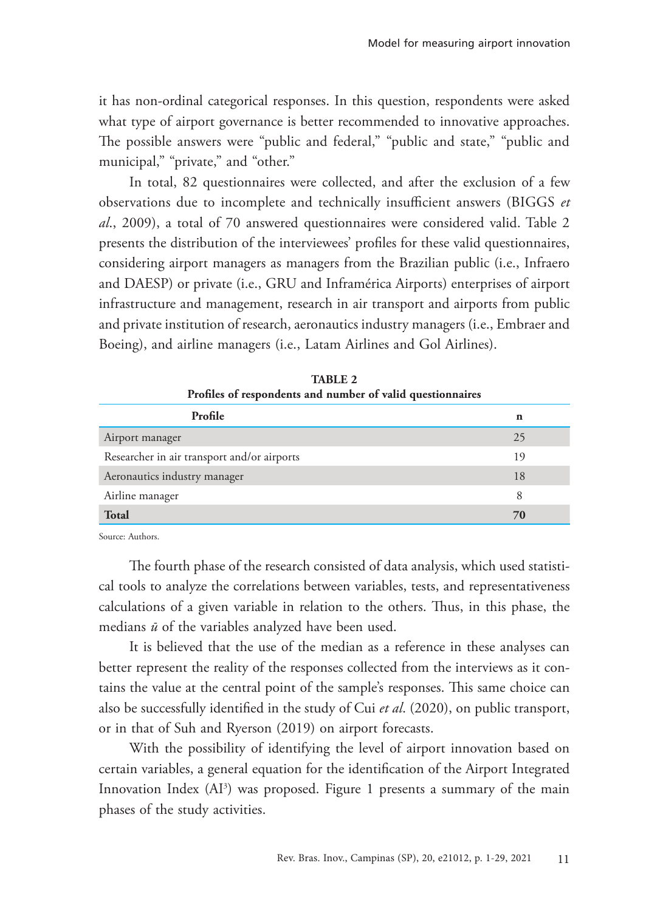it has non-ordinal categorical responses. In this question, respondents were asked what type of airport governance is better recommended to innovative approaches. The possible answers were "public and federal," "public and state," "public and municipal," "private," and "other."

In total, 82 questionnaires were collected, and after the exclusion of a few observations due to incomplete and technically insufficient answers (BIGGS *et al*., 2009), a total of 70 answered questionnaires were considered valid. Table 2 presents the distribution of the interviewees' profiles for these valid questionnaires, considering airport managers as managers from the Brazilian public (i.e., Infraero and DAESP) or private (i.e., GRU and Inframérica Airports) enterprises of airport infrastructure and management, research in air transport and airports from public and private institution of research, aeronautics industry managers (i.e., Embraer and Boeing), and airline managers (i.e., Latam Airlines and Gol Airlines).

**TABLE 2**
**Profiles of respondents and number of valid questionnaires**

| Profile | n |
|---|---|
| Airport manager | 25 |
| Researcher in air transport and/or airports | 19 |
| Aeronautics industry manager | 18 |
| Airline manager | 8 |
| **Total** | **70** |

Source: Authors.

The fourth phase of the research consisted of data analysis, which used statistical tools to analyze the correlations between variables, tests, and representativeness calculations of a given variable in relation to the others. Thus, in this phase, the medians $\bar{u}$ of the variables analyzed have been used.

It is believed that the use of the median as a reference in these analyses can better represent the reality of the responses collected from the interviews as it contains the value at the central point of the sample's responses. This same choice can also be successfully identified in the study of Cui *et al*. (2020), on public transport, or in that of Suh and Ryerson (2019) on airport forecasts.

With the possibility of identifying the level of airport innovation based on certain variables, a general equation for the identification of the Airport Integrated Innovation Index ($AI^3$) was proposed. Figure 1 presents a summary of the main phases of the study activities.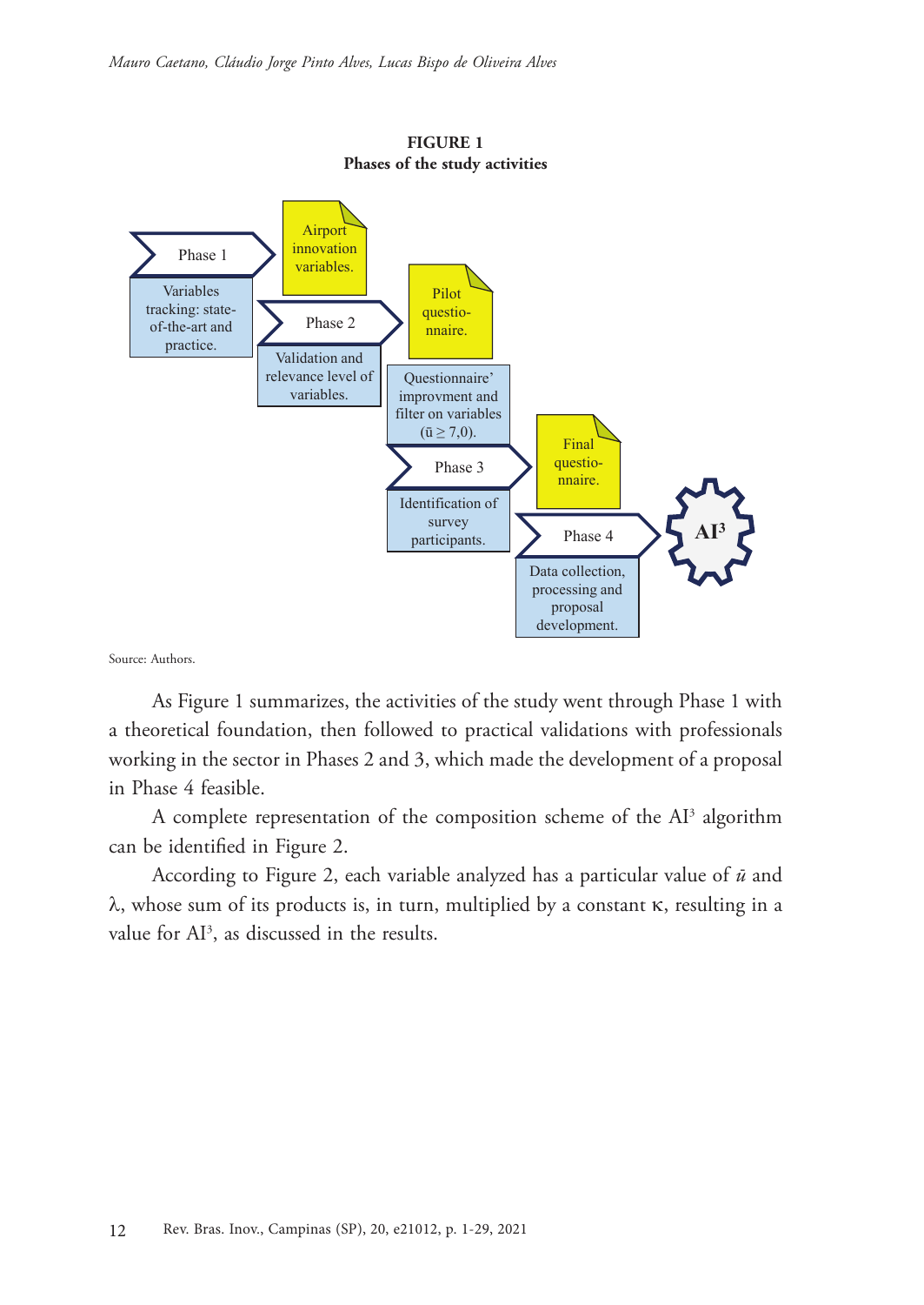**FIGURE 1**
**Phases of the study activities**

Phase 1

Airport innovation variables.

Variables tracking: state-of-the-art and practice.

Phase 2

Pilot questio-nnaire.

Validation and relevance level of variables.

Questionnaire' improvment and filter on variables ($\bar{u} \geq 7,0$).

Phase 3

Final questio-nnaire.

Identification of survey participants.

Phase 4

AI³

Data collection, processing and proposal development.

Source: Authors.

As Figure 1 summarizes, the activities of the study went through Phase 1 with a theoretical foundation, then followed to practical validations with professionals working in the sector in Phases 2 and 3, which made the development of a proposal in Phase 4 feasible.

A complete representation of the composition scheme of the $AI^3$ algorithm can be identified in Figure 2.

According to Figure 2, each variable analyzed has a particular value of $\bar{u}$ and $\lambda$, whose sum of its products is, in turn, multiplied by a constant $\kappa$, resulting in a value for $AI^3$, as discussed in the results.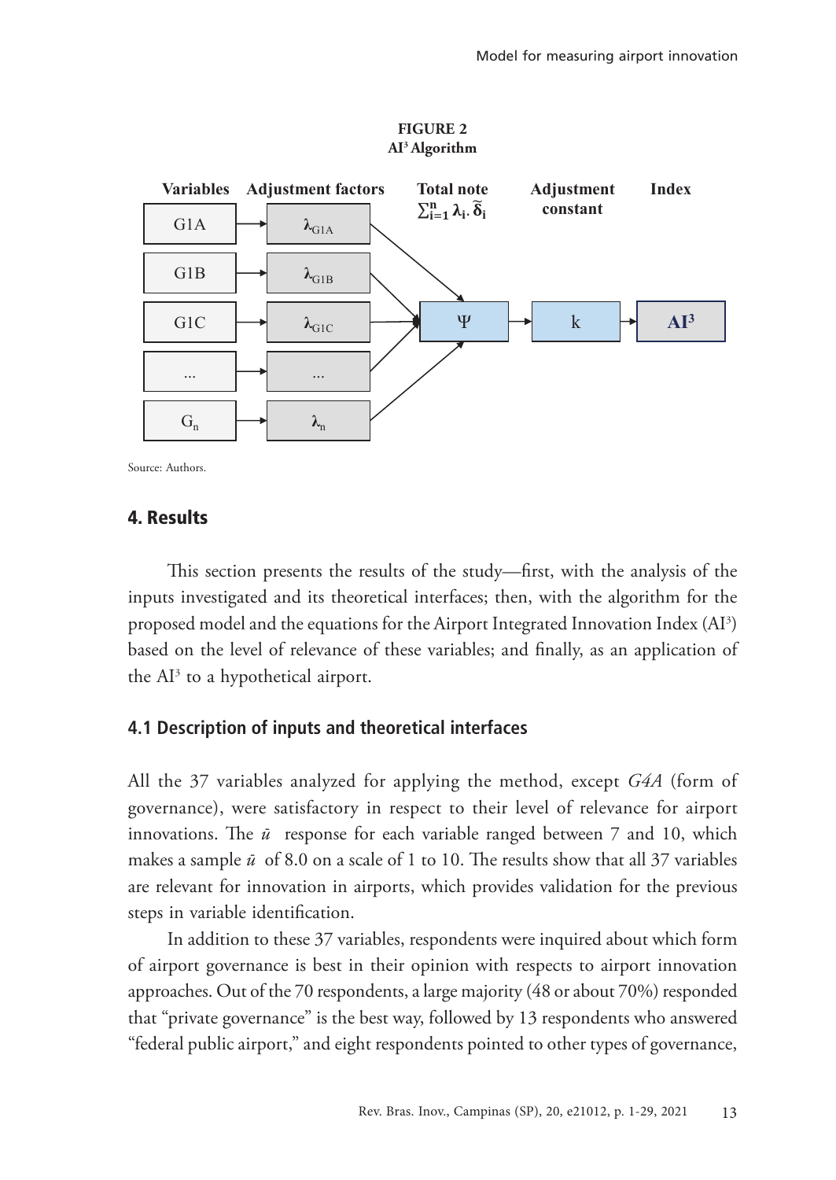**FIGURE 2**
**$AI^3$ Algorithm**

| Variables | Adjustment factors | Total note $\sum_{i=1}^{n} \lambda_i . \tilde{\delta}_i$ | Adjustment constant | Index |
|---|---|---|---|---|
| G1A | $\lambda_{G1A}$ | | | |
| G1B | $\lambda_{G1B}$ | | | |
| G1C | $\lambda_{G1C}$ | $\Psi$ | k | $AI^3$ |
| ... | ... | | | |
| $G_n$ | $\lambda_n$ | | | |

Source: Authors.

## 4. Results

This section presents the results of the study—first, with the analysis of the inputs investigated and its theoretical interfaces; then, with the algorithm for the proposed model and the equations for the Airport Integrated Innovation Index ($AI^3$) based on the level of relevance of these variables; and finally, as an application of the $AI^3$ to a hypothetical airport.

### 4.1 Description of inputs and theoretical interfaces

All the 37 variables analyzed for applying the method, except *G4A* (form of governance), were satisfactory in respect to their level of relevance for airport innovations. The $\bar{u}$ response for each variable ranged between 7 and 10, which makes a sample $\bar{u}$ of 8.0 on a scale of 1 to 10. The results show that all 37 variables are relevant for innovation in airports, which provides validation for the previous steps in variable identification.

In addition to these 37 variables, respondents were inquired about which form of airport governance is best in their opinion with respects to airport innovation approaches. Out of the 70 respondents, a large majority (48 or about 70%) responded that "private governance" is the best way, followed by 13 respondents who answered "federal public airport," and eight respondents pointed to other types of governance,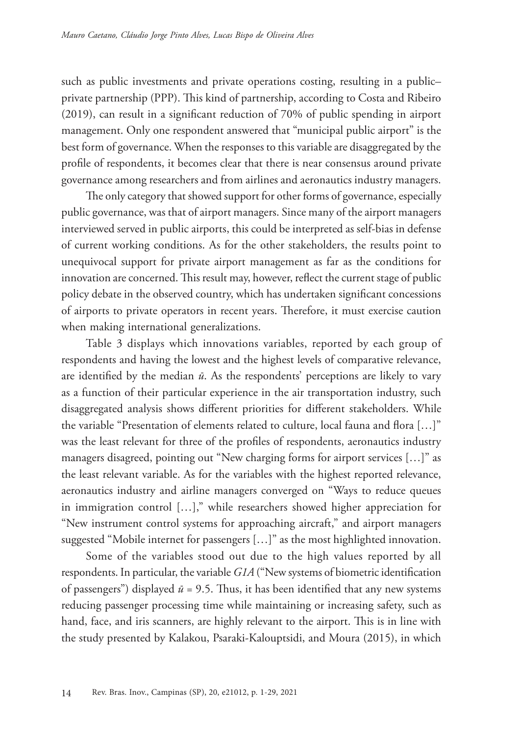such as public investments and private operations costing, resulting in a public–private partnership (PPP). This kind of partnership, according to Costa and Ribeiro (2019), can result in a significant reduction of 70% of public spending in airport management. Only one respondent answered that "municipal public airport" is the best form of governance. When the responses to this variable are disaggregated by the profile of respondents, it becomes clear that there is near consensus around private governance among researchers and from airlines and aeronautics industry managers.

The only category that showed support for other forms of governance, especially public governance, was that of airport managers. Since many of the airport managers interviewed served in public airports, this could be interpreted as self-bias in defense of current working conditions. As for the other stakeholders, the results point to unequivocal support for private airport management as far as the conditions for innovation are concerned. This result may, however, reflect the current stage of public policy debate in the observed country, which has undertaken significant concessions of airports to private operators in recent years. Therefore, it must exercise caution when making international generalizations.

Table 3 displays which innovations variables, reported by each group of respondents and having the lowest and the highest levels of comparative relevance, are identified by the median $\tilde{u}$. As the respondents' perceptions are likely to vary as a function of their particular experience in the air transportation industry, such disaggregated analysis shows different priorities for different stakeholders. While the variable "Presentation of elements related to culture, local fauna and flora […]" was the least relevant for three of the profiles of respondents, aeronautics industry managers disagreed, pointing out "New charging forms for airport services […]" as the least relevant variable. As for the variables with the highest reported relevance, aeronautics industry and airline managers converged on "Ways to reduce queues in immigration control […]," while researchers showed higher appreciation for "New instrument control systems for approaching aircraft," and airport managers suggested "Mobile internet for passengers […]" as the most highlighted innovation.

Some of the variables stood out due to the high values reported by all respondents. In particular, the variable *G1A* ("New systems of biometric identification of passengers") displayed $\tilde{u} = 9.5$. Thus, it has been identified that any new systems reducing passenger processing time while maintaining or increasing safety, such as hand, face, and iris scanners, are highly relevant to the airport. This is in line with the study presented by Kalakou, Psaraki-Kalouptsidi, and Moura (2015), in which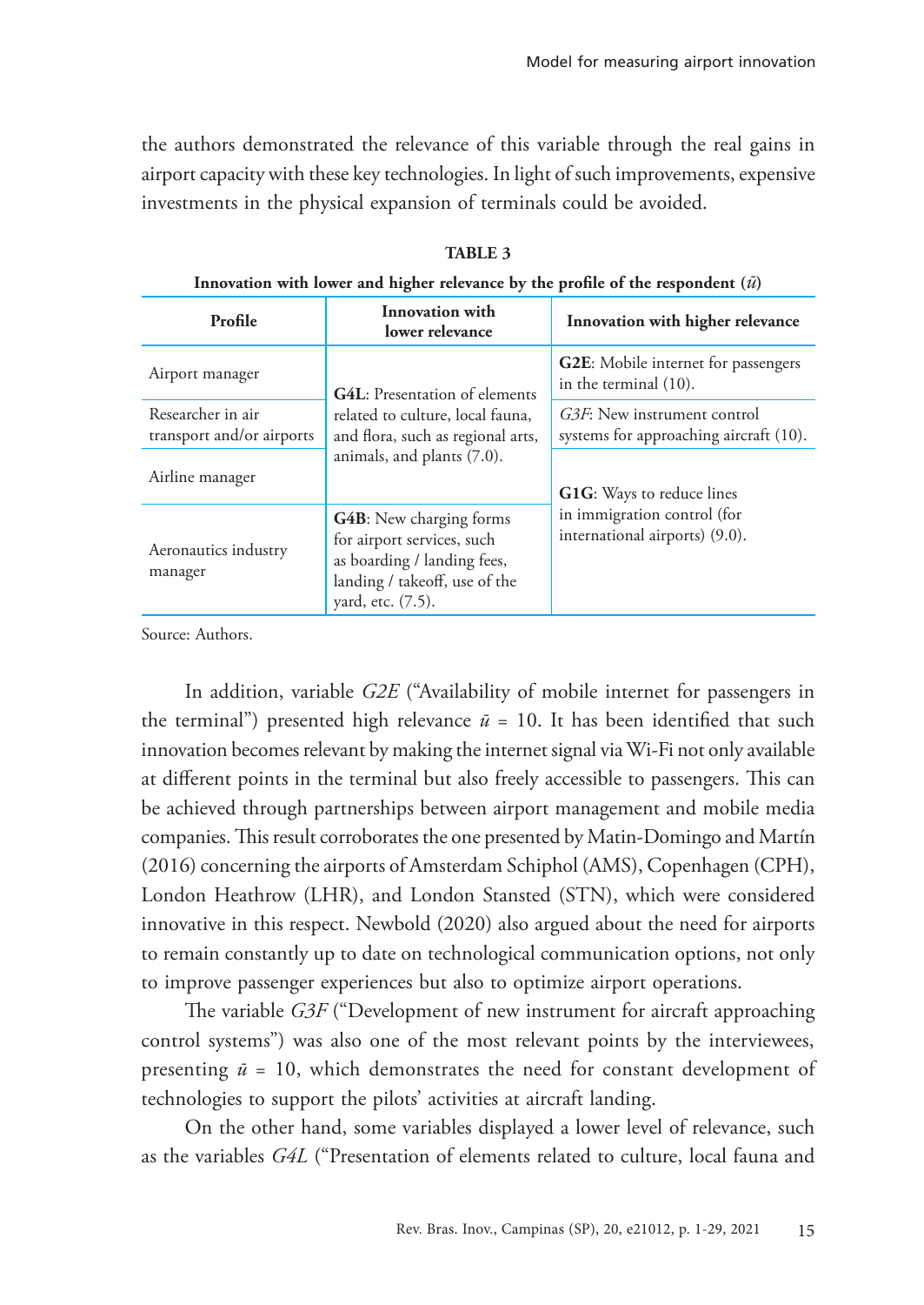the authors demonstrated the relevance of this variable through the real gains in airport capacity with these key technologies. In light of such improvements, expensive investments in the physical expansion of terminals could be avoided.

**TABLE 3**

**Innovation with lower and higher relevance by the profile of the respondent ($\bar{u}$)**

| Profile | Innovation with lower relevance | Innovation with higher relevance |
|---|---|---|
| Airport manager | **G4L**: Presentation of elements related to culture, local fauna, and flora, such as regional arts, animals, and plants (7.0). | **G2E**: Mobile internet for passengers in the terminal (10). |
| Researcher in air transport and/or airports | | *G3F*: New instrument control systems for approaching aircraft (10). |
| Airline manager | | **G1G**: Ways to reduce lines in immigration control (for international airports) (9.0). |
| Aeronautics industry manager | **G4B**: New charging forms for airport services, such as boarding / landing fees, landing / takeoff, use of the yard, etc. (7.5). | |

Source: Authors.

In addition, variable *G2E* ("Availability of mobile internet for passengers in the terminal") presented high relevance $\bar{u}$ = 10. It has been identified that such innovation becomes relevant by making the internet signal via Wi-Fi not only available at different points in the terminal but also freely accessible to passengers. This can be achieved through partnerships between airport management and mobile media companies. This result corroborates the one presented by Matin-Domingo and Martín (2016) concerning the airports of Amsterdam Schiphol (AMS), Copenhagen (CPH), London Heathrow (LHR), and London Stansted (STN), which were considered innovative in this respect. Newbold (2020) also argued about the need for airports to remain constantly up to date on technological communication options, not only to improve passenger experiences but also to optimize airport operations.

The variable *G3F* ("Development of new instrument for aircraft approaching control systems") was also one of the most relevant points by the interviewees, presenting $\bar{u}$ = 10, which demonstrates the need for constant development of technologies to support the pilots' activities at aircraft landing.

On the other hand, some variables displayed a lower level of relevance, such as the variables *G4L* ("Presentation of elements related to culture, local fauna and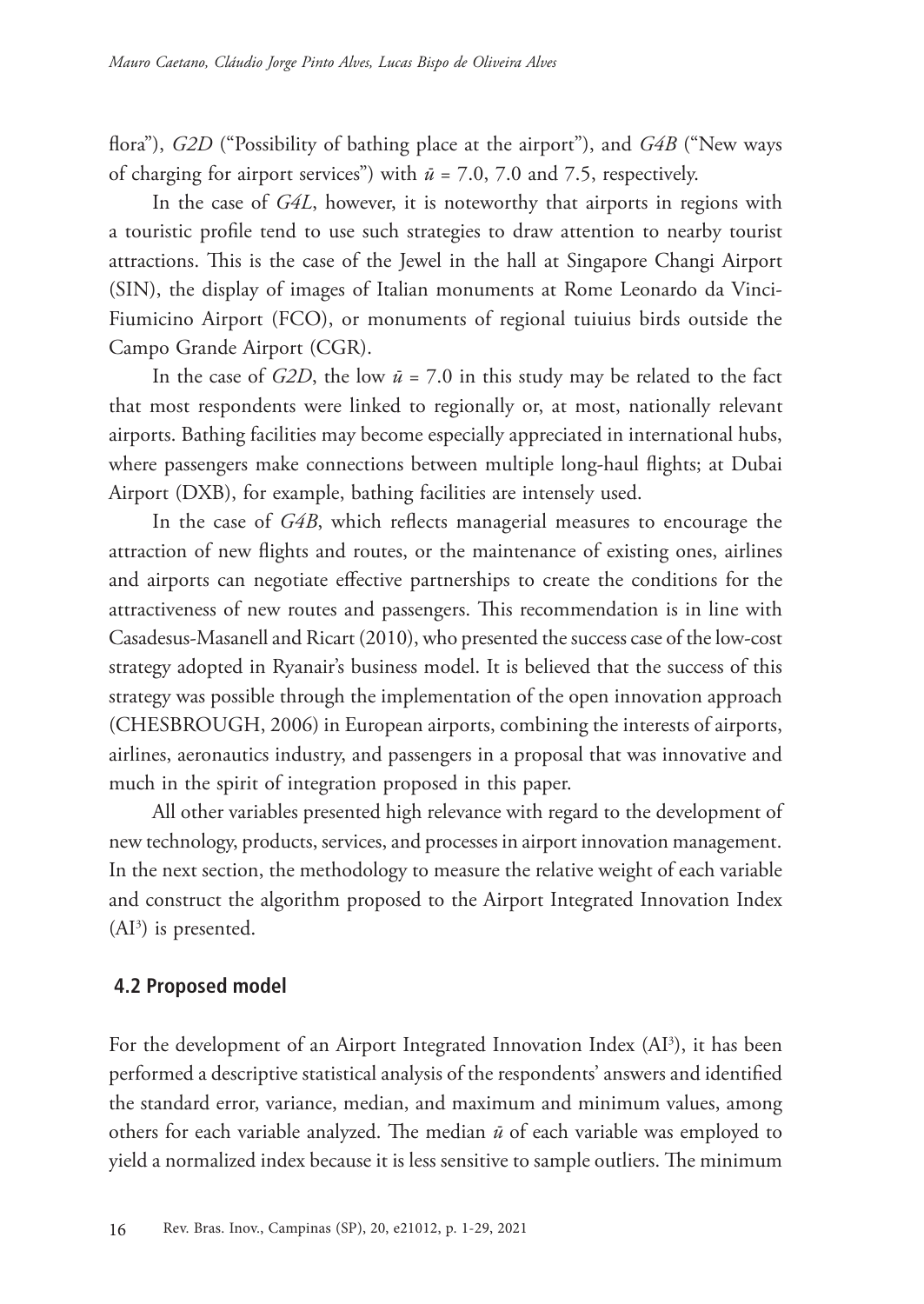flora"), *G2D* ("Possibility of bathing place at the airport"), and *G4B* ("New ways of charging for airport services") with $\tilde{u}$ = 7.0, 7.0 and 7.5, respectively.

In the case of *G4L*, however, it is noteworthy that airports in regions with a touristic profile tend to use such strategies to draw attention to nearby tourist attractions. This is the case of the Jewel in the hall at Singapore Changi Airport (SIN), the display of images of Italian monuments at Rome Leonardo da Vinci-Fiumicino Airport (FCO), or monuments of regional tuiuius birds outside the Campo Grande Airport (CGR).

In the case of *G2D*, the low $\tilde{u}$ = 7.0 in this study may be related to the fact that most respondents were linked to regionally or, at most, nationally relevant airports. Bathing facilities may become especially appreciated in international hubs, where passengers make connections between multiple long-haul flights; at Dubai Airport (DXB), for example, bathing facilities are intensely used.

In the case of *G4B*, which reflects managerial measures to encourage the attraction of new flights and routes, or the maintenance of existing ones, airlines and airports can negotiate effective partnerships to create the conditions for the attractiveness of new routes and passengers. This recommendation is in line with Casadesus-Masanell and Ricart (2010), who presented the success case of the low-cost strategy adopted in Ryanair's business model. It is believed that the success of this strategy was possible through the implementation of the open innovation approach (CHESBROUGH, 2006) in European airports, combining the interests of airports, airlines, aeronautics industry, and passengers in a proposal that was innovative and much in the spirit of integration proposed in this paper.

All other variables presented high relevance with regard to the development of new technology, products, services, and processes in airport innovation management. In the next section, the methodology to measure the relative weight of each variable and construct the algorithm proposed to the Airport Integrated Innovation Index ($AI^3$) is presented.

## 4.2 Proposed model

For the development of an Airport Integrated Innovation Index ($AI^3$), it has been performed a descriptive statistical analysis of the respondents' answers and identified the standard error, variance, median, and maximum and minimum values, among others for each variable analyzed. The median $\tilde{u}$ of each variable was employed to yield a normalized index because it is less sensitive to sample outliers. The minimum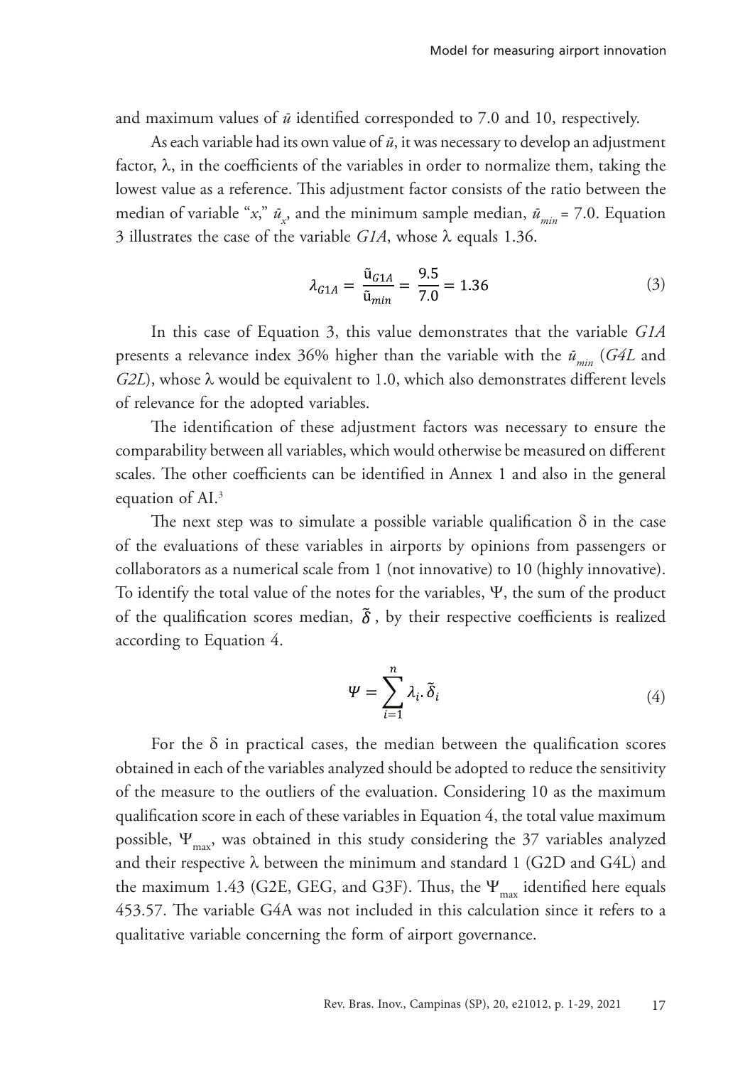and maximum values of $\tilde{u}$ identified corresponded to 7.0 and 10, respectively.

As each variable had its own value of $\tilde{u}$, it was necessary to develop an adjustment factor, $\lambda$, in the coefficients of the variables in order to normalize them, taking the lowest value as a reference. This adjustment factor consists of the ratio between the median of variable "$x$," $\tilde{u}_x$, and the minimum sample median, $\tilde{u}_{min} = 7.0$. Equation 3 illustrates the case of the variable *G1A*, whose $\lambda$ equals 1.36.

$$\lambda_{G1A} = \frac{\tilde{u}_{G1A}}{\tilde{u}_{min}} = \frac{9.5}{7.0} = 1.36 \tag{3}$$

In this case of Equation 3, this value demonstrates that the variable *G1A* presents a relevance index 36% higher than the variable with the $\tilde{u}_{min}$ (*G4L* and *G2L*), whose $\lambda$ would be equivalent to 1.0, which also demonstrates different levels of relevance for the adopted variables.

The identification of these adjustment factors was necessary to ensure the comparability between all variables, which would otherwise be measured on different scales. The other coefficients can be identified in Annex 1 and also in the general equation of AI.[3]

The next step was to simulate a possible variable qualification $\delta$ in the case of the evaluations of these variables in airports by opinions from passengers or collaborators as a numerical scale from 1 (not innovative) to 10 (highly innovative). To identify the total value of the notes for the variables, $\Psi$, the sum of the product of the qualification scores median, $\tilde{\delta}$, by their respective coefficients is realized according to Equation 4.

$$\Psi = \sum_{i=1}^{n} \lambda_i . \tilde{\delta}_i \tag{4}$$

For the $\delta$ in practical cases, the median between the qualification scores obtained in each of the variables analyzed should be adopted to reduce the sensitivity of the measure to the outliers of the evaluation. Considering 10 as the maximum qualification score in each of these variables in Equation 4, the total value maximum possible, $\Psi_{max}$, was obtained in this study considering the 37 variables analyzed and their respective $\lambda$ between the minimum and standard 1 (G2D and G4L) and the maximum 1.43 (G2E, GEG, and G3F). Thus, the $\Psi_{max}$ identified here equals 453.57. The variable G4A was not included in this calculation since it refers to a qualitative variable concerning the form of airport governance.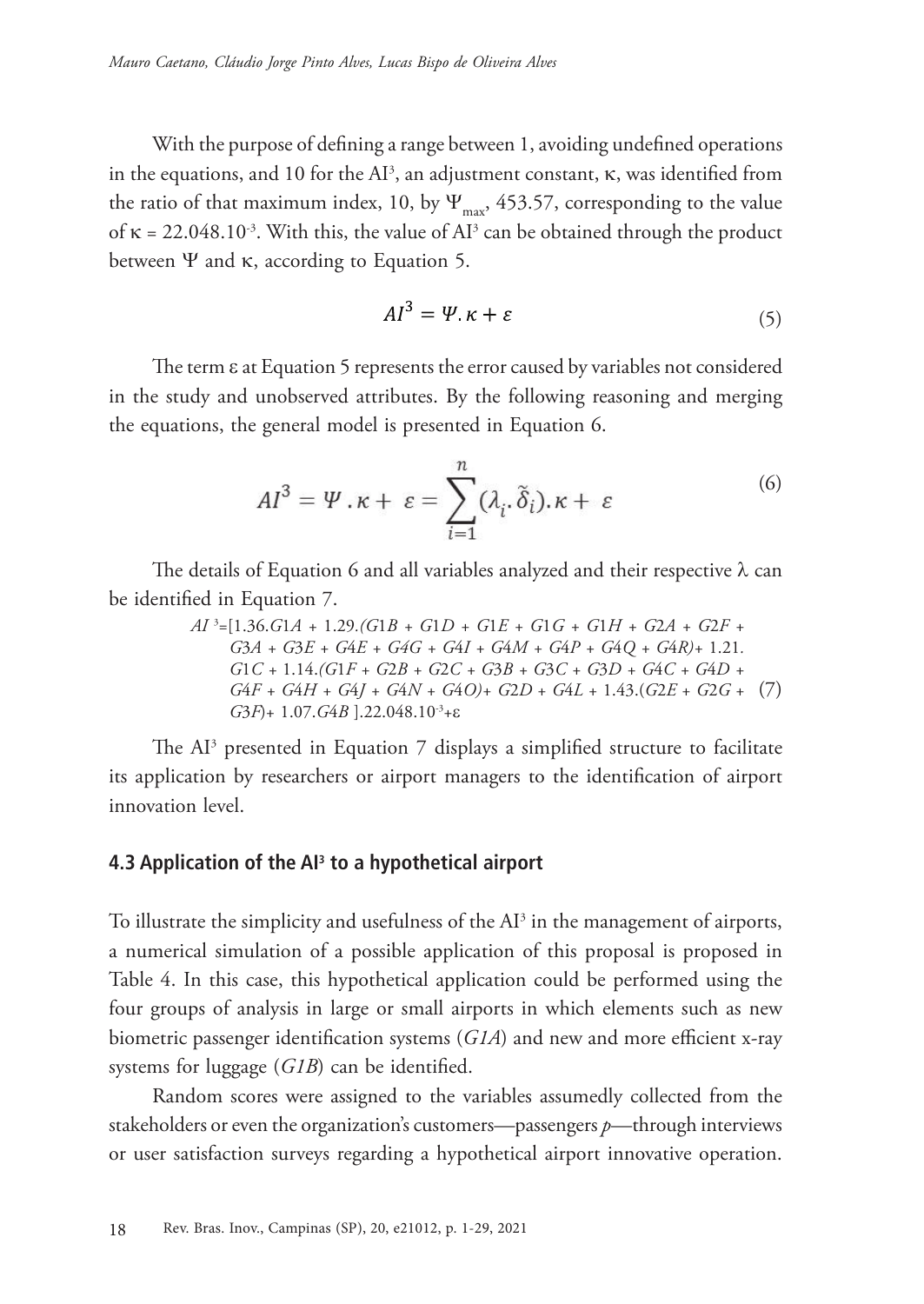With the purpose of defining a range between 1, avoiding undefined operations in the equations, and 10 for the $AI^3$, an adjustment constant, $\kappa$, was identified from the ratio of that maximum index, 10, by $\Psi_{max}$, 453.57, corresponding to the value of $\kappa = 22.048.10^{-3}$. With this, the value of $AI^3$ can be obtained through the product between $\Psi$ and $\kappa$, according to Equation 5.

$$AI^3 = \Psi . \kappa + \varepsilon \tag{5}$$

The term $\varepsilon$ at Equation 5 represents the error caused by variables not considered in the study and unobserved attributes. By the following reasoning and merging the equations, the general model is presented in Equation 6.

$$AI^3 = \Psi . \kappa + \varepsilon = \sum_{i=1}^{n} (\lambda_i . \tilde{\delta}_i) . \kappa + \varepsilon \tag{6}$$

The details of Equation 6 and all variables analyzed and their respective $\lambda$ can be identified in Equation 7.

$$AI^3 = [1.36.G1A + 1.29.(G1B + G1D + G1E + G1G + G1H + G2A + G2F + G3A + G3E + G4E + G4G + G4I + G4M + G4P + G4Q + G4R) + 1.21.G1C + 1.14.(G1F + G2B + G2C + G3B + G3C + G3D + G4C + G4D + G4F + G4H + G4J + G4N + G4O) + G2D + G4L + 1.43.(G2E + G2G + G3F) + 1.07.G4B].22.048.10^{-3} + \varepsilon \tag{7}$$

The $AI^3$ presented in Equation 7 displays a simplified structure to facilitate its application by researchers or airport managers to the identification of airport innovation level.

### 4.3 Application of the $AI^3$ to a hypothetical airport

To illustrate the simplicity and usefulness of the $AI^3$ in the management of airports, a numerical simulation of a possible application of this proposal is proposed in Table 4. In this case, this hypothetical application could be performed using the four groups of analysis in large or small airports in which elements such as new biometric passenger identification systems (*G1A*) and new and more efficient x-ray systems for luggage (*G1B*) can be identified.

Random scores were assigned to the variables assumedly collected from the stakeholders or even the organization's customers—passengers *p*—through interviews or user satisfaction surveys regarding a hypothetical airport innovative operation.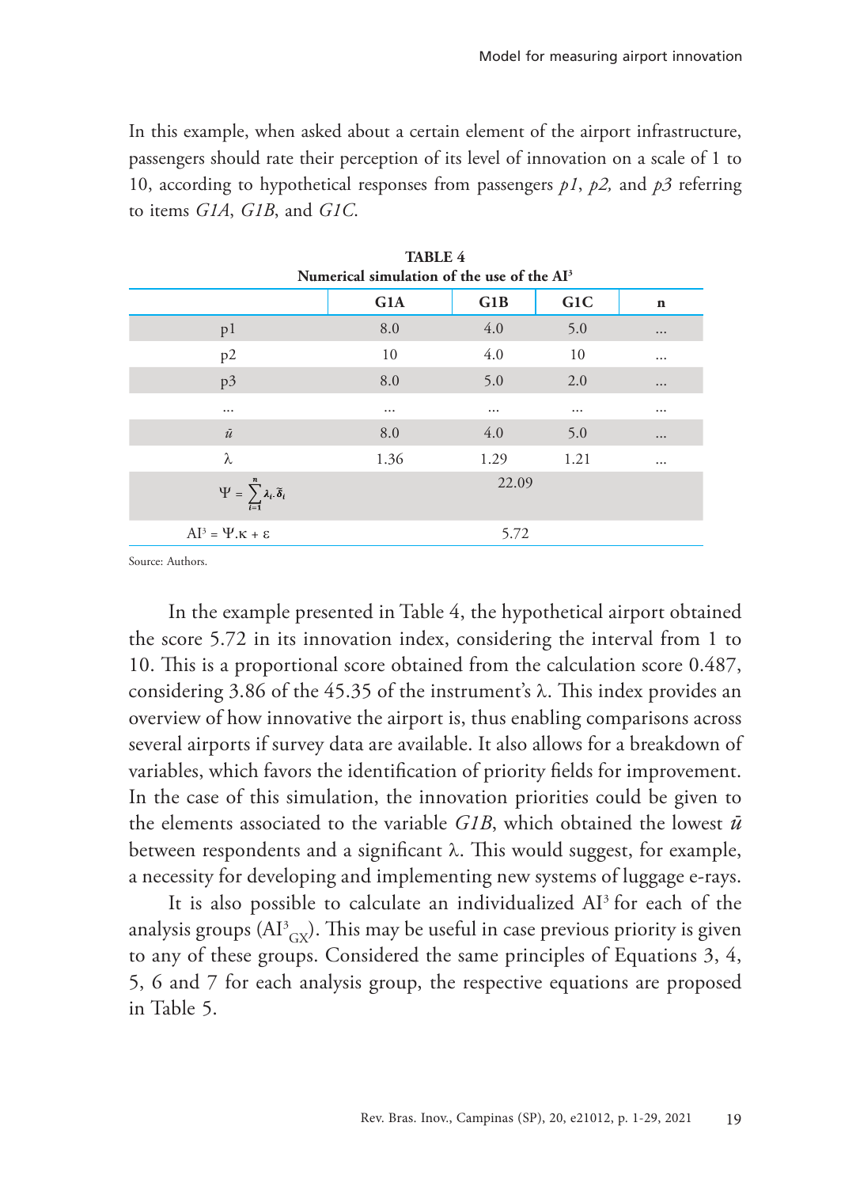In this example, when asked about a certain element of the airport infrastructure, passengers should rate their perception of its level of innovation on a scale of 1 to 10, according to hypothetical responses from passengers *p1*, *p2,* and *p3* referring to items *G1A*, *G1B*, and *G1C*.

**TABLE 4**
**Numerical simulation of the use of the AI³**

| | G1A | G1B | G1C | n |
|---|---|---|---|---|
| p1 | 8.0 | 4.0 | 5.0 | ... |
| p2 | 10 | 4.0 | 10 | ... |
| p3 | 8.0 | 5.0 | 2.0 | ... |
| ... | ... | ... | ... | ... |
| $\bar{u}$ | 8.0 | 4.0 | 5.0 | ... |
| λ | 1.36 | 1.29 | 1.21 | ... |
| $\Psi = \sum_{i=1}^{n} \lambda_i . \tilde{\delta}_i$ | | 22.09 | | |
| $AI^3 = \Psi.\kappa + \varepsilon$ | | 5.72 | | |

Source: Authors.

In the example presented in Table 4, the hypothetical airport obtained the score 5.72 in its innovation index, considering the interval from 1 to 10. This is a proportional score obtained from the calculation score 0.487, considering 3.86 of the 45.35 of the instrument's λ. This index provides an overview of how innovative the airport is, thus enabling comparisons across several airports if survey data are available. It also allows for a breakdown of variables, which favors the identification of priority fields for improvement. In the case of this simulation, the innovation priorities could be given to the elements associated to the variable *G1B*, which obtained the lowest $\bar{u}$ between respondents and a significant λ. This would suggest, for example, a necessity for developing and implementing new systems of luggage e-rays.

It is also possible to calculate an individualized $AI^3$ for each of the analysis groups ($AI^3_{GX}$). This may be useful in case previous priority is given to any of these groups. Considered the same principles of Equations 3, 4, 5, 6 and 7 for each analysis group, the respective equations are proposed in Table 5.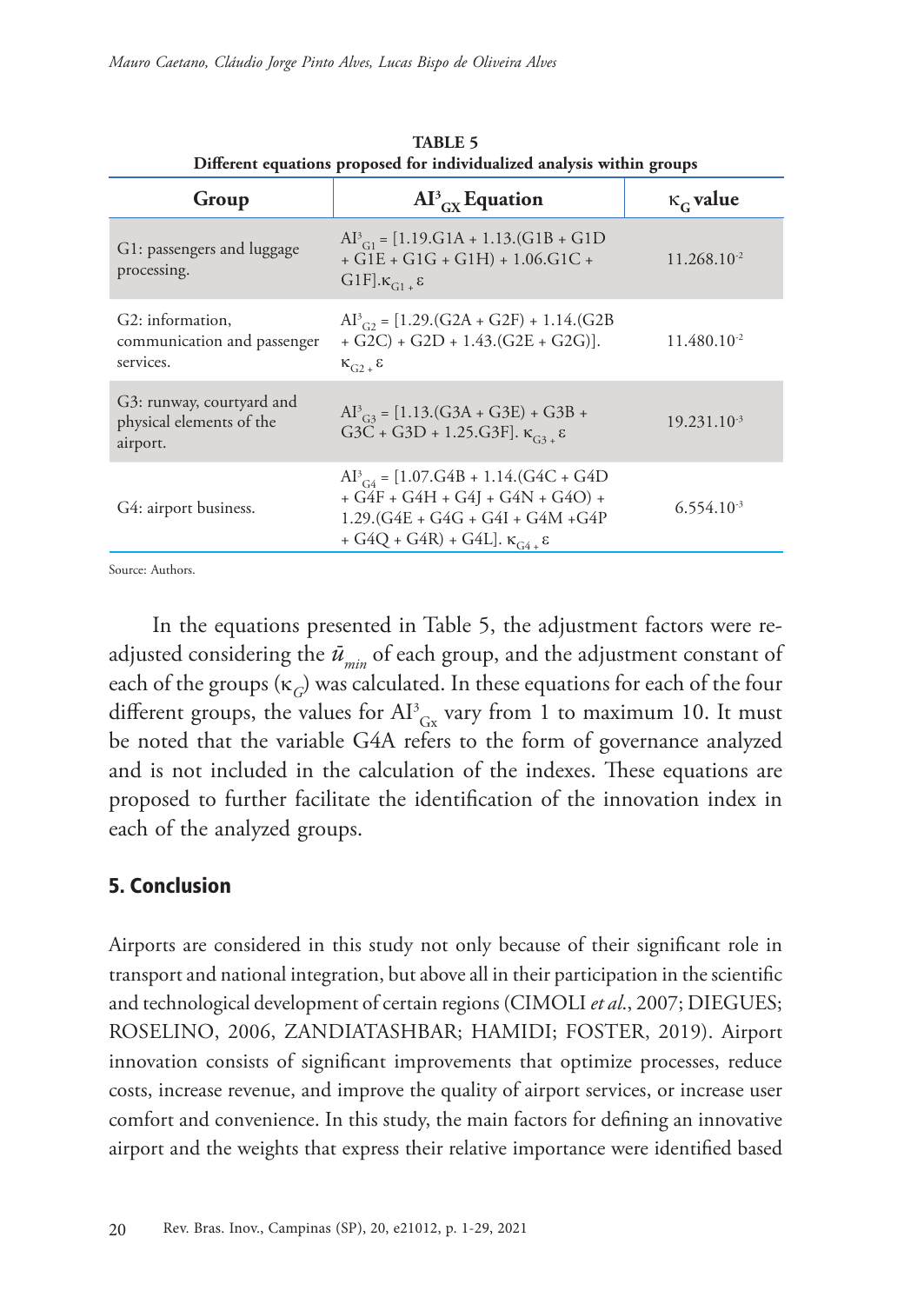**TABLE 5**
**Different equations proposed for individualized analysis within groups**

| Group | $AI^3_{GX}$ Equation | $\kappa_G$ value |
|---|---|---|
| G1: passengers and luggage processing. | $AI^3_{G1} = [1.19.G1A + 1.13.(G1B + G1D + G1E + G1G + G1H) + 1.06.G1C + G1F].\kappa_{G1} + \varepsilon$ | $11.268.10^{-2}$ |
| G2: information, communication and passenger services. | $AI^3_{G2} = [1.29.(G2A + G2F) + 1.14.(G2B + G2C) + G2D + 1.43.(G2E + G2G)].\kappa_{G2} + \varepsilon$ | $11.480.10^{-2}$ |
| G3: runway, courtyard and physical elements of the airport. | $AI^3_{G3} = [1.13.(G3A + G3E) + G3B + G3C + G3D + 1.25.G3F].\kappa_{G3} + \varepsilon$ | $19.231.10^{-3}$ |
| G4: airport business. | $AI^3_{G4} = [1.07.G4B + 1.14.(G4C + G4D + G4F + G4H + G4J + G4N + G4O) + 1.29.(G4E + G4G + G4I + G4M + G4P + G4Q + G4R) + G4L].\kappa_{G4} + \varepsilon$ | $6.554.10^{-3}$ |

Source: Authors.

In the equations presented in Table 5, the adjustment factors were re-adjusted considering the $\bar{u}_{min}$ of each group, and the adjustment constant of each of the groups ($\kappa_G$) was calculated. In these equations for each of the four different groups, the values for $AI^3_{Gx}$ vary from 1 to maximum 10. It must be noted that the variable G4A refers to the form of governance analyzed and is not included in the calculation of the indexes. These equations are proposed to further facilitate the identification of the innovation index in each of the analyzed groups.

## 5. Conclusion

Airports are considered in this study not only because of their significant role in transport and national integration, but above all in their participation in the scientific and technological development of certain regions (CIMOLI *et al.*, 2007; DIEGUES; ROSELINO, 2006, ZANDIATASHBAR; HAMIDI; FOSTER, 2019). Airport innovation consists of significant improvements that optimize processes, reduce costs, increase revenue, and improve the quality of airport services, or increase user comfort and convenience. In this study, the main factors for defining an innovative airport and the weights that express their relative importance were identified based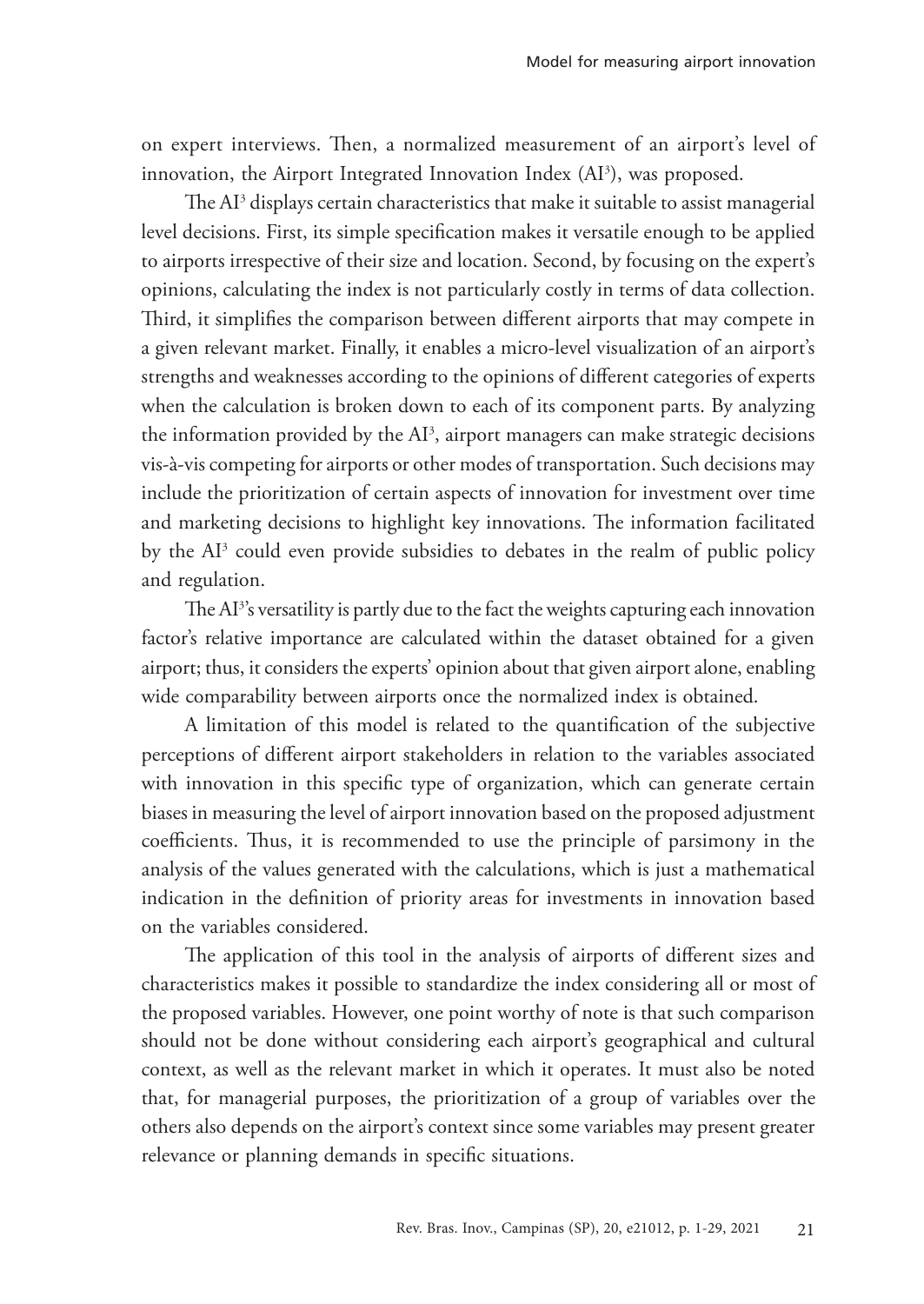on expert interviews. Then, a normalized measurement of an airport's level of innovation, the Airport Integrated Innovation Index ($AI^3$), was proposed.

The $AI^3$ displays certain characteristics that make it suitable to assist managerial level decisions. First, its simple specification makes it versatile enough to be applied to airports irrespective of their size and location. Second, by focusing on the expert's opinions, calculating the index is not particularly costly in terms of data collection. Third, it simplifies the comparison between different airports that may compete in a given relevant market. Finally, it enables a micro-level visualization of an airport's strengths and weaknesses according to the opinions of different categories of experts when the calculation is broken down to each of its component parts. By analyzing the information provided by the $AI^3$, airport managers can make strategic decisions vis-à-vis competing for airports or other modes of transportation. Such decisions may include the prioritization of certain aspects of innovation for investment over time and marketing decisions to highlight key innovations. The information facilitated by the $AI^3$ could even provide subsidies to debates in the realm of public policy and regulation.

The $AI^3$'s versatility is partly due to the fact the weights capturing each innovation factor's relative importance are calculated within the dataset obtained for a given airport; thus, it considers the experts' opinion about that given airport alone, enabling wide comparability between airports once the normalized index is obtained.

A limitation of this model is related to the quantification of the subjective perceptions of different airport stakeholders in relation to the variables associated with innovation in this specific type of organization, which can generate certain biases in measuring the level of airport innovation based on the proposed adjustment coefficients. Thus, it is recommended to use the principle of parsimony in the analysis of the values generated with the calculations, which is just a mathematical indication in the definition of priority areas for investments in innovation based on the variables considered.

The application of this tool in the analysis of airports of different sizes and characteristics makes it possible to standardize the index considering all or most of the proposed variables. However, one point worthy of note is that such comparison should not be done without considering each airport's geographical and cultural context, as well as the relevant market in which it operates. It must also be noted that, for managerial purposes, the prioritization of a group of variables over the others also depends on the airport's context since some variables may present greater relevance or planning demands in specific situations.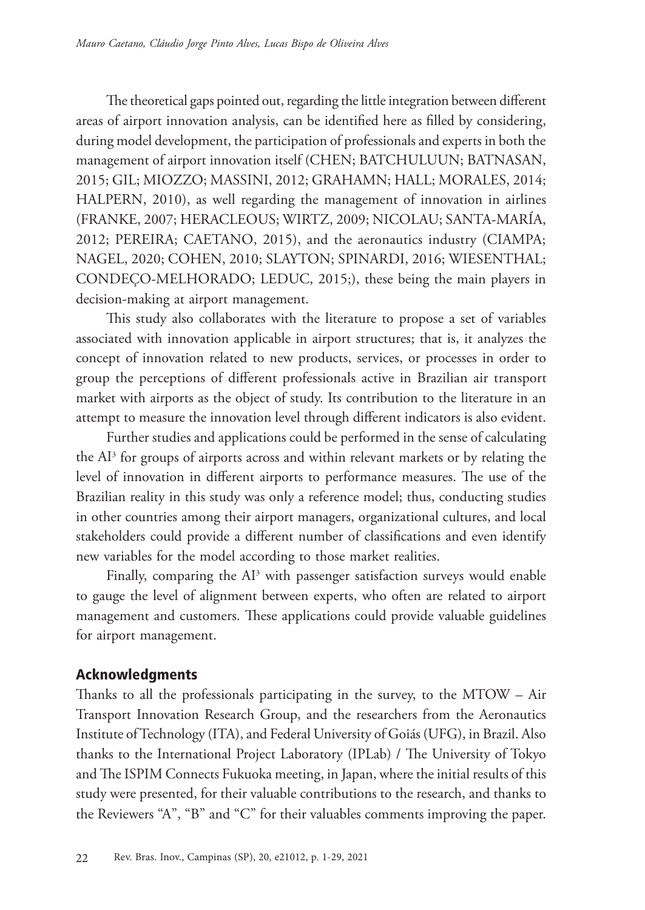The theoretical gaps pointed out, regarding the little integration between different areas of airport innovation analysis, can be identified here as filled by considering, during model development, the participation of professionals and experts in both the management of airport innovation itself (CHEN; BATCHULUUN; BATNASAN, 2015; GIL; MIOZZO; MASSINI, 2012; GRAHAMN; HALL; MORALES, 2014; HALPERN, 2010), as well regarding the management of innovation in airlines (FRANKE, 2007; HERACLEOUS; WIRTZ, 2009; NICOLAU; SANTA-MARÍA, 2012; PEREIRA; CAETANO, 2015), and the aeronautics industry (CIAMPA; NAGEL, 2020; COHEN, 2010; SLAYTON; SPINARDI, 2016; WIESENTHAL; CONDEÇO-MELHORADO; LEDUC, 2015;), these being the main players in decision-making at airport management.

This study also collaborates with the literature to propose a set of variables associated with innovation applicable in airport structures; that is, it analyzes the concept of innovation related to new products, services, or processes in order to group the perceptions of different professionals active in Brazilian air transport market with airports as the object of study. Its contribution to the literature in an attempt to measure the innovation level through different indicators is also evident.

Further studies and applications could be performed in the sense of calculating the $AI^3$ for groups of airports across and within relevant markets or by relating the level of innovation in different airports to performance measures. The use of the Brazilian reality in this study was only a reference model; thus, conducting studies in other countries among their airport managers, organizational cultures, and local stakeholders could provide a different number of classifications and even identify new variables for the model according to those market realities.

Finally, comparing the $AI^3$ with passenger satisfaction surveys would enable to gauge the level of alignment between experts, who often are related to airport management and customers. These applications could provide valuable guidelines for airport management.

## Acknowledgments

Thanks to all the professionals participating in the survey, to the MTOW – Air Transport Innovation Research Group, and the researchers from the Aeronautics Institute of Technology (ITA), and Federal University of Goiás (UFG), in Brazil. Also thanks to the International Project Laboratory (IPLab) / The University of Tokyo and The ISPIM Connects Fukuoka meeting, in Japan, where the initial results of this study were presented, for their valuable contributions to the research, and thanks to the Reviewers "A", "B" and "C" for their valuables comments improving the paper.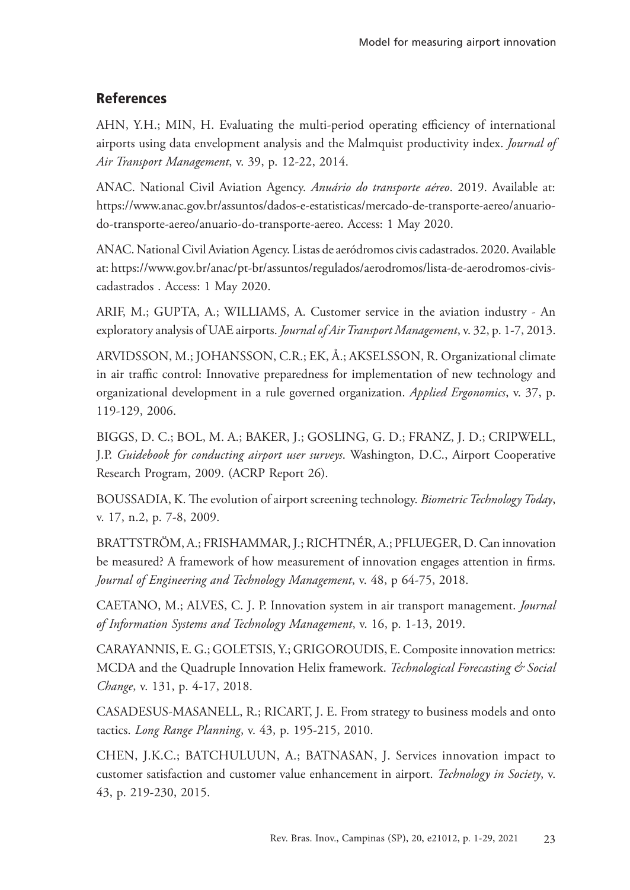## References

AHN, Y.H.; MIN, H. Evaluating the multi-period operating efficiency of international airports using data envelopment analysis and the Malmquist productivity index. *Journal of Air Transport Management*, v. 39, p. 12-22, 2014.

ANAC. National Civil Aviation Agency. *Anuário do transporte aéreo*. 2019. Available at: https://www.anac.gov.br/assuntos/dados-e-estatisticas/mercado-de-transporte-aereo/anuario-do-transporte-aereo/anuario-do-transporte-aereo. Access: 1 May 2020.

ANAC. National Civil Aviation Agency. Listas de aeródromos civis cadastrados. 2020. Available at: https://www.gov.br/anac/pt-br/assuntos/regulados/aerodromos/lista-de-aerodromos-civis-cadastrados . Access: 1 May 2020.

ARIF, M.; GUPTA, A.; WILLIAMS, A. Customer service in the aviation industry - An exploratory analysis of UAE airports. *Journal of Air Transport Management*, v. 32, p. 1-7, 2013.

ARVIDSSON, M.; JOHANSSON, C.R.; EK, Å.; AKSELSSON, R. Organizational climate in air traffic control: Innovative preparedness for implementation of new technology and organizational development in a rule governed organization. *Applied Ergonomics*, v. 37, p. 119-129, 2006.

BIGGS, D. C.; BOL, M. A.; BAKER, J.; GOSLING, G. D.; FRANZ, J. D.; CRIPWELL, J.P. *Guidebook for conducting airport user surveys*. Washington, D.C., Airport Cooperative Research Program, 2009. (ACRP Report 26).

BOUSSADIA, K. The evolution of airport screening technology. *Biometric Technology Today*, v. 17, n.2, p. 7-8, 2009.

BRATTSTRÖM, A.; FRISHAMMAR, J.; RICHTNÉR, A.; PFLUEGER, D. Can innovation be measured? A framework of how measurement of innovation engages attention in firms. *Journal of Engineering and Technology Management*, v. 48, p 64-75, 2018.

CAETANO, M.; ALVES, C. J. P. Innovation system in air transport management. *Journal of Information Systems and Technology Management*, v. 16, p. 1-13, 2019.

CARAYANNIS, E. G.; GOLETSIS, Y.; GRIGOROUDIS, E. Composite innovation metrics: MCDA and the Quadruple Innovation Helix framework. *Technological Forecasting & Social Change*, v. 131, p. 4-17, 2018.

CASADESUS-MASANELL, R.; RICART, J. E. From strategy to business models and onto tactics. *Long Range Planning*, v. 43, p. 195-215, 2010.

CHEN, J.K.C.; BATCHULUUN, A.; BATNASAN, J. Services innovation impact to customer satisfaction and customer value enhancement in airport. *Technology in Society*, v. 43, p. 219-230, 2015.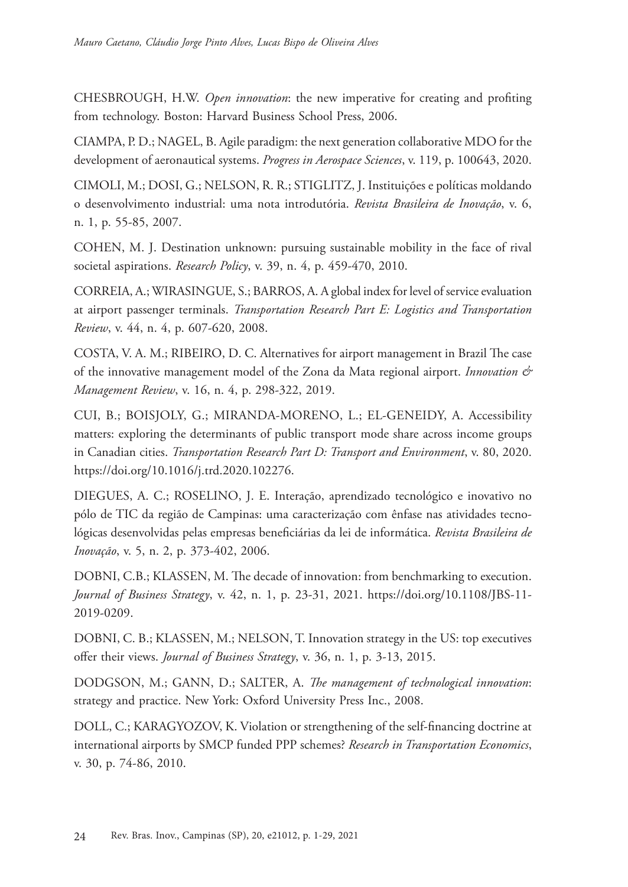CHESBROUGH, H.W. *Open innovation*: the new imperative for creating and profiting from technology. Boston: Harvard Business School Press, 2006.

CIAMPA, P. D.; NAGEL, B. Agile paradigm: the next generation collaborative MDO for the development of aeronautical systems. *Progress in Aerospace Sciences*, v. 119, p. 100643, 2020.

CIMOLI, M.; DOSI, G.; NELSON, R. R.; STIGLITZ, J. Instituições e políticas moldando o desenvolvimento industrial: uma nota introdutória. *Revista Brasileira de Inovação*, v. 6, n. 1, p. 55-85, 2007.

COHEN, M. J. Destination unknown: pursuing sustainable mobility in the face of rival societal aspirations. *Research Policy*, v. 39, n. 4, p. 459-470, 2010.

CORREIA, A.; WIRASINGUE, S.; BARROS, A. A global index for level of service evaluation at airport passenger terminals. *Transportation Research Part E: Logistics and Transportation Review*, v. 44, n. 4, p. 607-620, 2008.

COSTA, V. A. M.; RIBEIRO, D. C. Alternatives for airport management in Brazil The case of the innovative management model of the Zona da Mata regional airport. *Innovation & Management Review*, v. 16, n. 4, p. 298-322, 2019.

CUI, B.; BOISJOLY, G.; MIRANDA-MORENO, L.; EL-GENEIDY, A. Accessibility matters: exploring the determinants of public transport mode share across income groups in Canadian cities. *Transportation Research Part D: Transport and Environment*, v. 80, 2020. https://doi.org/10.1016/j.trd.2020.102276.

DIEGUES, A. C.; ROSELINO, J. E. Interação, aprendizado tecnológico e inovativo no pólo de TIC da região de Campinas: uma caracterização com ênfase nas atividades tecnológicas desenvolvidas pelas empresas beneficiárias da lei de informática. *Revista Brasileira de Inovação*, v. 5, n. 2, p. 373-402, 2006.

DOBNI, C.B.; KLASSEN, M. The decade of innovation: from benchmarking to execution. *Journal of Business Strategy*, v. 42, n. 1, p. 23-31, 2021. https://doi.org/10.1108/JBS-11-2019-0209.

DOBNI, C. B.; KLASSEN, M.; NELSON, T. Innovation strategy in the US: top executives offer their views. *Journal of Business Strategy*, v. 36, n. 1, p. 3-13, 2015.

DODGSON, M.; GANN, D.; SALTER, A. *The management of technological innovation*: strategy and practice. New York: Oxford University Press Inc., 2008.

DOLL, C.; KARAGYOZOV, K. Violation or strengthening of the self-financing doctrine at international airports by SMCP funded PPP schemes? *Research in Transportation Economics*, v. 30, p. 74-86, 2010.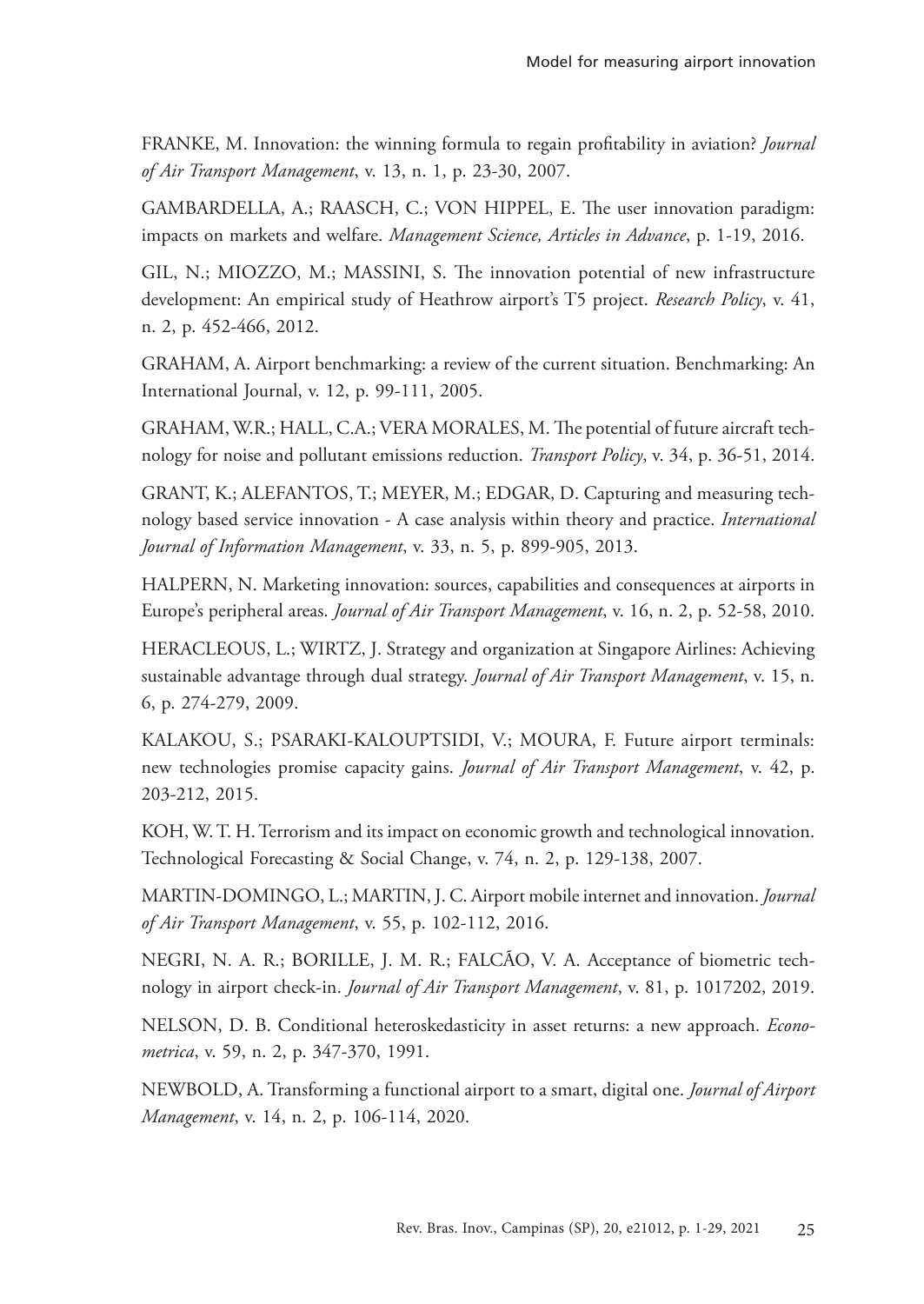FRANKE, M. Innovation: the winning formula to regain profitability in aviation? *Journal of Air Transport Management*, v. 13, n. 1, p. 23-30, 2007.

GAMBARDELLA, A.; RAASCH, C.; VON HIPPEL, E. The user innovation paradigm: impacts on markets and welfare. *Management Science, Articles in Advance*, p. 1-19, 2016.

GIL, N.; MIOZZO, M.; MASSINI, S. The innovation potential of new infrastructure development: An empirical study of Heathrow airport's T5 project. *Research Policy*, v. 41, n. 2, p. 452-466, 2012.

GRAHAM, A. Airport benchmarking: a review of the current situation. Benchmarking: An International Journal, v. 12, p. 99-111, 2005.

GRAHAM, W.R.; HALL, C.A.; VERA MORALES, M. The potential of future aircraft technology for noise and pollutant emissions reduction. *Transport Policy*, v. 34, p. 36-51, 2014.

GRANT, K.; ALEFANTOS, T.; MEYER, M.; EDGAR, D. Capturing and measuring technology based service innovation - A case analysis within theory and practice. *International Journal of Information Management*, v. 33, n. 5, p. 899-905, 2013.

HALPERN, N. Marketing innovation: sources, capabilities and consequences at airports in Europe's peripheral areas. *Journal of Air Transport Management*, v. 16, n. 2, p. 52-58, 2010.

HERACLEOUS, L.; WIRTZ, J. Strategy and organization at Singapore Airlines: Achieving sustainable advantage through dual strategy. *Journal of Air Transport Management*, v. 15, n. 6, p. 274-279, 2009.

KALAKOU, S.; PSARAKI-KALOUPTSIDI, V.; MOURA, F. Future airport terminals: new technologies promise capacity gains. *Journal of Air Transport Management*, v. 42, p. 203-212, 2015.

KOH, W. T. H. Terrorism and its impact on economic growth and technological innovation. Technological Forecasting & Social Change, v. 74, n. 2, p. 129-138, 2007.

MARTIN-DOMINGO, L.; MARTIN, J. C. Airport mobile internet and innovation. *Journal of Air Transport Management*, v. 55, p. 102-112, 2016.

NEGRI, N. A. R.; BORILLE, J. M. R.; FALCÃO, V. A. Acceptance of biometric technology in airport check-in. *Journal of Air Transport Management*, v. 81, p. 1017202, 2019.

NELSON, D. B. Conditional heteroskedasticity in asset returns: a new approach. *Econometrica*, v. 59, n. 2, p. 347-370, 1991.

NEWBOLD, A. Transforming a functional airport to a smart, digital one. *Journal of Airport Management*, v. 14, n. 2, p. 106-114, 2020.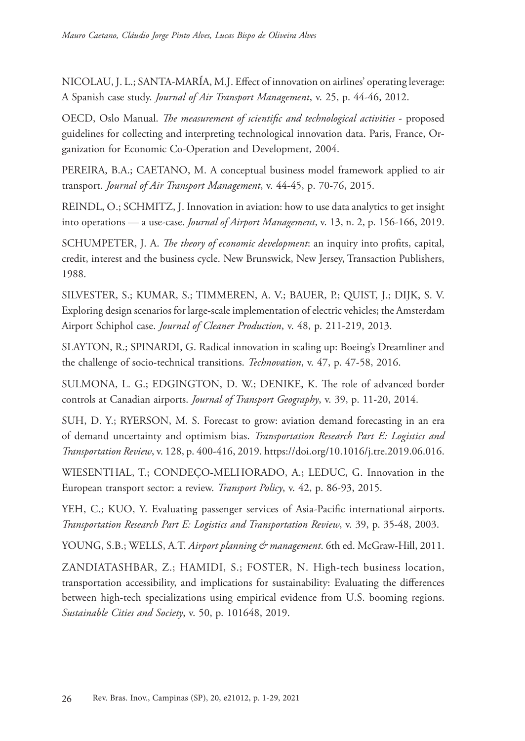NICOLAU, J. L.; SANTA-MARÍA, M.J. Effect of innovation on airlines' operating leverage: A Spanish case study. *Journal of Air Transport Management*, v. 25, p. 44-46, 2012.

OECD, Oslo Manual. *The measurement of scientific and technological activities* - proposed guidelines for collecting and interpreting technological innovation data. Paris, France, Organization for Economic Co-Operation and Development, 2004.

PEREIRA, B.A.; CAETANO, M. A conceptual business model framework applied to air transport. *Journal of Air Transport Management*, v. 44-45, p. 70-76, 2015.

REINDL, O.; SCHMITZ, J. Innovation in aviation: how to use data analytics to get insight into operations — a use-case. *Journal of Airport Management*, v. 13, n. 2, p. 156-166, 2019.

SCHUMPETER, J. A. *The theory of economic development*: an inquiry into profits, capital, credit, interest and the business cycle. New Brunswick, New Jersey, Transaction Publishers, 1988.

SILVESTER, S.; KUMAR, S.; TIMMEREN, A. V.; BAUER, P.; QUIST, J.; DIJK, S. V. Exploring design scenarios for large-scale implementation of electric vehicles; the Amsterdam Airport Schiphol case. *Journal of Cleaner Production*, v. 48, p. 211-219, 2013.

SLAYTON, R.; SPINARDI, G. Radical innovation in scaling up: Boeing's Dreamliner and the challenge of socio-technical transitions. *Technovation*, v. 47, p. 47-58, 2016.

SULMONA, L. G.; EDGINGTON, D. W.; DENIKE, K. The role of advanced border controls at Canadian airports. *Journal of Transport Geography*, v. 39, p. 11-20, 2014.

SUH, D. Y.; RYERSON, M. S. Forecast to grow: aviation demand forecasting in an era of demand uncertainty and optimism bias. *Transportation Research Part E: Logistics and Transportation Review*, v. 128, p. 400-416, 2019. https://doi.org/10.1016/j.tre.2019.06.016.

WIESENTHAL, T.; CONDEÇO-MELHORADO, A.; LEDUC, G. Innovation in the European transport sector: a review. *Transport Policy*, v. 42, p. 86-93, 2015.

YEH, C.; KUO, Y. Evaluating passenger services of Asia-Pacific international airports. *Transportation Research Part E: Logistics and Transportation Review*, v. 39, p. 35-48, 2003.

YOUNG, S.B.; WELLS, A.T. *Airport planning & management*. 6th ed. McGraw-Hill, 2011.

ZANDIATASHBAR, Z.; HAMIDI, S.; FOSTER, N. High-tech business location, transportation accessibility, and implications for sustainability: Evaluating the differences between high-tech specializations using empirical evidence from U.S. booming regions. *Sustainable Cities and Society*, v. 50, p. 101648, 2019.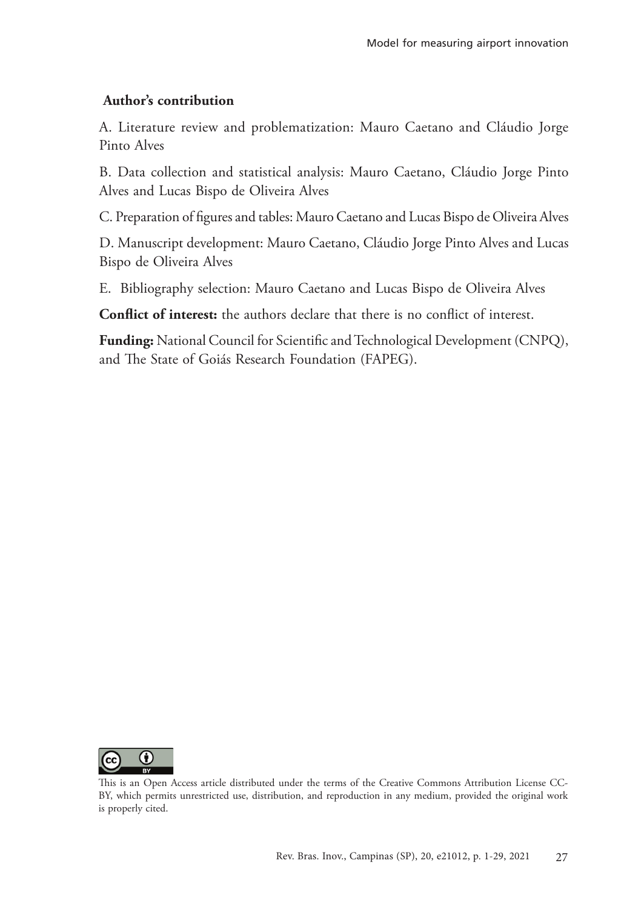**Author's contribution**

A. Literature review and problematization: Mauro Caetano and Cláudio Jorge Pinto Alves

B. Data collection and statistical analysis: Mauro Caetano, Cláudio Jorge Pinto Alves and Lucas Bispo de Oliveira Alves

C. Preparation of figures and tables: Mauro Caetano and Lucas Bispo de Oliveira Alves

D. Manuscript development: Mauro Caetano, Cláudio Jorge Pinto Alves and Lucas Bispo de Oliveira Alves

E. Bibliography selection: Mauro Caetano and Lucas Bispo de Oliveira Alves

**Conflict of interest:** the authors declare that there is no conflict of interest.

**Funding:** National Council for Scientific and Technological Development (CNPQ), and The State of Goiás Research Foundation (FAPEG).

This is an Open Access article distributed under the terms of the Creative Commons Attribution License CC-BY, which permits unrestricted use, distribution, and reproduction in any medium, provided the original work is properly cited.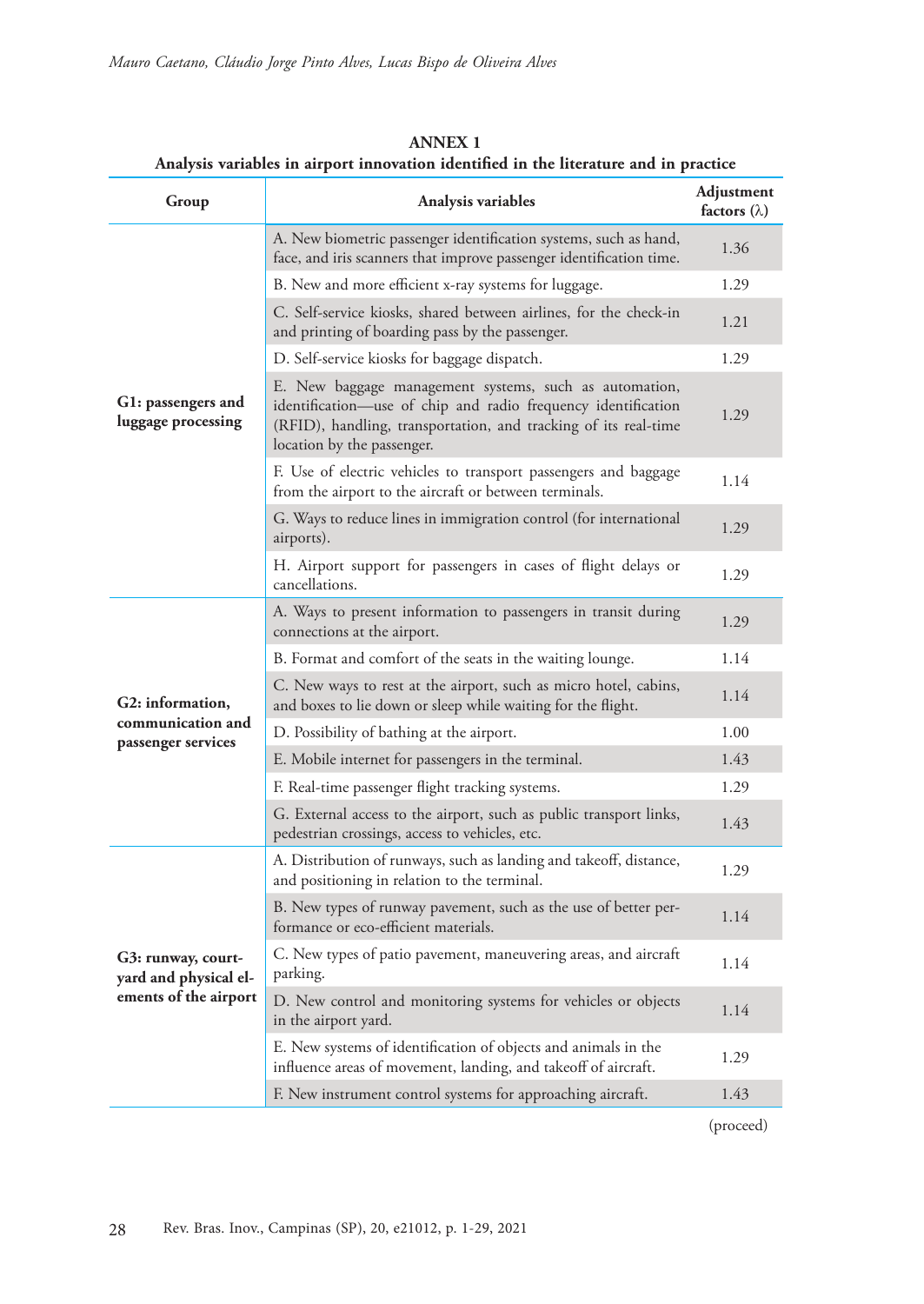**ANNEX 1**

**Analysis variables in airport innovation identified in the literature and in practice**

| Group | Analysis variables | Adjustment factors (λ) |
|---|---|---|
| **G1: passengers and luggage processing** | A. New biometric passenger identification systems, such as hand, face, and iris scanners that improve passenger identification time. | 1.36 |
| | B. New and more efficient x-ray systems for luggage. | 1.29 |
| | C. Self-service kiosks, shared between airlines, for the check-in and printing of boarding pass by the passenger. | 1.21 |
| | D. Self-service kiosks for baggage dispatch. | 1.29 |
| | E. New baggage management systems, such as automation, identification—use of chip and radio frequency identification (RFID), handling, transportation, and tracking of its real-time location by the passenger. | 1.29 |
| | F. Use of electric vehicles to transport passengers and baggage from the airport to the aircraft or between terminals. | 1.14 |
| | G. Ways to reduce lines in immigration control (for international airports). | 1.29 |
| | H. Airport support for passengers in cases of flight delays or cancellations. | 1.29 |
| **G2: information, communication and passenger services** | A. Ways to present information to passengers in transit during connections at the airport. | 1.29 |
| | B. Format and comfort of the seats in the waiting lounge. | 1.14 |
| | C. New ways to rest at the airport, such as micro hotel, cabins, and boxes to lie down or sleep while waiting for the flight. | 1.14 |
| | D. Possibility of bathing at the airport. | 1.00 |
| | E. Mobile internet for passengers in the terminal. | 1.43 |
| | F. Real-time passenger flight tracking systems. | 1.29 |
| | G. External access to the airport, such as public transport links, pedestrian crossings, access to vehicles, etc. | 1.43 |
| **G3: runway, courtyard and physical elements of the airport** | A. Distribution of runways, such as landing and takeoff, distance, and positioning in relation to the terminal. | 1.29 |
| | B. New types of runway pavement, such as the use of better performance or eco-efficient materials. | 1.14 |
| | C. New types of patio pavement, maneuvering areas, and aircraft parking. | 1.14 |
| | D. New control and monitoring systems for vehicles or objects in the airport yard. | 1.14 |
| | E. New systems of identification of objects and animals in the influence areas of movement, landing, and takeoff of aircraft. | 1.29 |
| | F. New instrument control systems for approaching aircraft. | 1.43 |

(proceed)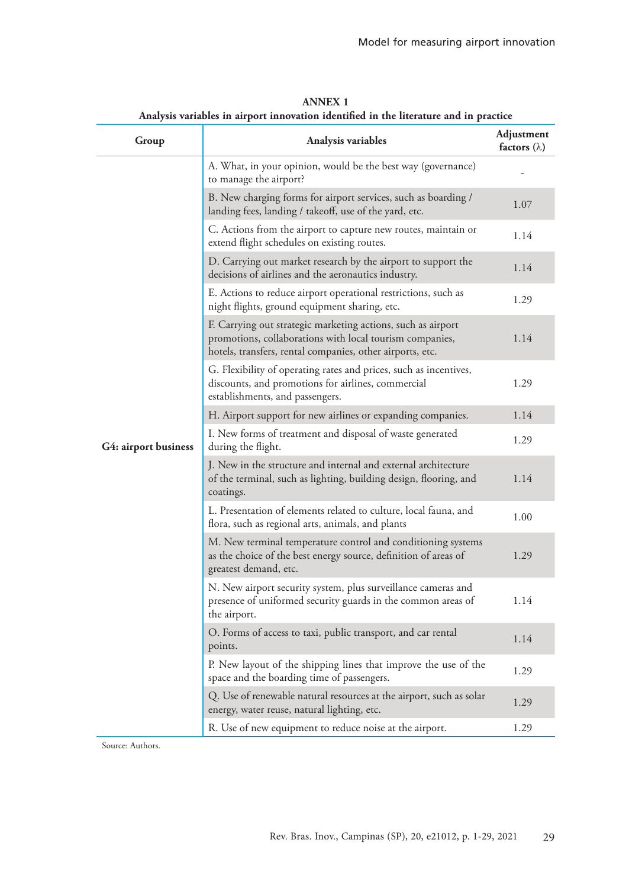**ANNEX 1**

**Analysis variables in airport innovation identified in the literature and in practice**

| Group | Analysis variables | Adjustment factors (λ) |
|---|---|---|
| G4: airport business | A. What, in your opinion, would be the best way (governance) to manage the airport? | - |
| | B. New charging forms for airport services, such as boarding / landing fees, landing / takeoff, use of the yard, etc. | 1.07 |
| | C. Actions from the airport to capture new routes, maintain or extend flight schedules on existing routes. | 1.14 |
| | D. Carrying out market research by the airport to support the decisions of airlines and the aeronautics industry. | 1.14 |
| | E. Actions to reduce airport operational restrictions, such as night flights, ground equipment sharing, etc. | 1.29 |
| | F. Carrying out strategic marketing actions, such as airport promotions, collaborations with local tourism companies, hotels, transfers, rental companies, other airports, etc. | 1.14 |
| | G. Flexibility of operating rates and prices, such as incentives, discounts, and promotions for airlines, commercial establishments, and passengers. | 1.29 |
| | H. Airport support for new airlines or expanding companies. | 1.14 |
| | I. New forms of treatment and disposal of waste generated during the flight. | 1.29 |
| | J. New in the structure and internal and external architecture of the terminal, such as lighting, building design, flooring, and coatings. | 1.14 |
| | L. Presentation of elements related to culture, local fauna, and flora, such as regional arts, animals, and plants | 1.00 |
| | M. New terminal temperature control and conditioning systems as the choice of the best energy source, definition of areas of greatest demand, etc. | 1.29 |
| | N. New airport security system, plus surveillance cameras and presence of uniformed security guards in the common areas of the airport. | 1.14 |
| | O. Forms of access to taxi, public transport, and car rental points. | 1.14 |
| | P. New layout of the shipping lines that improve the use of the space and the boarding time of passengers. | 1.29 |
| | Q. Use of renewable natural resources at the airport, such as solar energy, water reuse, natural lighting, etc. | 1.29 |
| | R. Use of new equipment to reduce noise at the airport. | 1.29 |

Source: Authors.